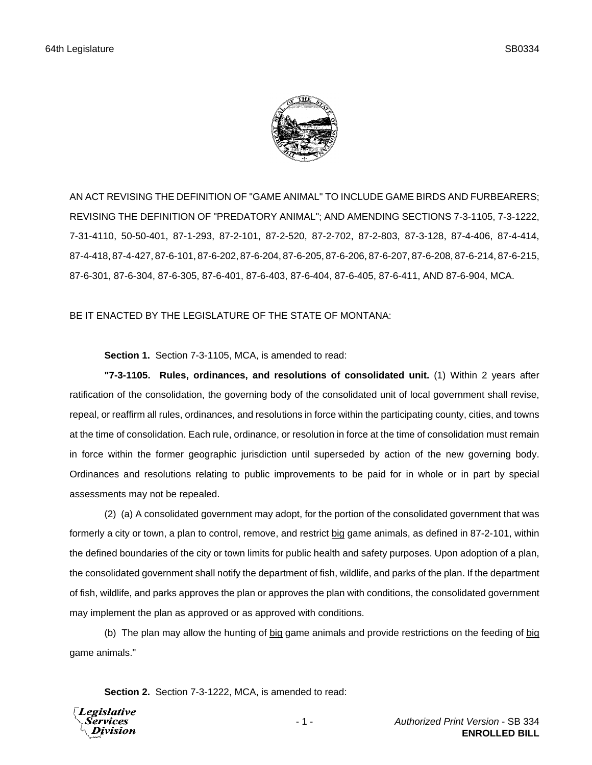AN ACT REVISING THE DEFINITION OF "GAME ANIMAL" TO INCLUDE GAME BIRDS AND FURBEARERS; REVISING THE DEFINITION OF "PREDATORY ANIMAL"; AND AMENDING SECTIONS 7-3-1105, 7-3-1222, 7-31-4110, 50-50-401, 87-1-293, 87-2-101, 87-2-520, 87-2-702, 87-2-803, 87-3-128, 87-4-406, 87-4-414, 87-4-418, 87-4-427, 87-6-101, 87-6-202, 87-6-204, 87-6-205, 87-6-206, 87-6-207, 87-6-208, 87-6-214, 87-6-215, 87-6-301, 87-6-304, 87-6-305, 87-6-401, 87-6-403, 87-6-404, 87-6-405, 87-6-411, AND 87-6-904, MCA.

BE IT ENACTED BY THE LEGISLATURE OF THE STATE OF MONTANA:

**Section 1.** Section 7-3-1105, MCA, is amended to read:

**"7-3-1105. Rules, ordinances, and resolutions of consolidated unit.** (1) Within 2 years after ratification of the consolidation, the governing body of the consolidated unit of local government shall revise, repeal, or reaffirm all rules, ordinances, and resolutions in force within the participating county, cities, and towns at the time of consolidation. Each rule, ordinance, or resolution in force at the time of consolidation must remain in force within the former geographic jurisdiction until superseded by action of the new governing body. Ordinances and resolutions relating to public improvements to be paid for in whole or in part by special assessments may not be repealed.

(2) (a) A consolidated government may adopt, for the portion of the consolidated government that was formerly a city or town, a plan to control, remove, and restrict <u>big</u> game animals, as defined in 87-2-101, within the defined boundaries of the city or town limits for public health and safety purposes. Upon adoption of a plan, the consolidated government shall notify the department of fish, wildlife, and parks of the plan. If the department of fish, wildlife, and parks approves the plan or approves the plan with conditions, the consolidated government may implement the plan as approved or as approved with conditions.

(b) The plan may allow the hunting of <u>big</u> game animals and provide restrictions on the feeding of <u>big</u> game animals."

**Section 2.** Section 7-3-1222, MCA, is amended to read: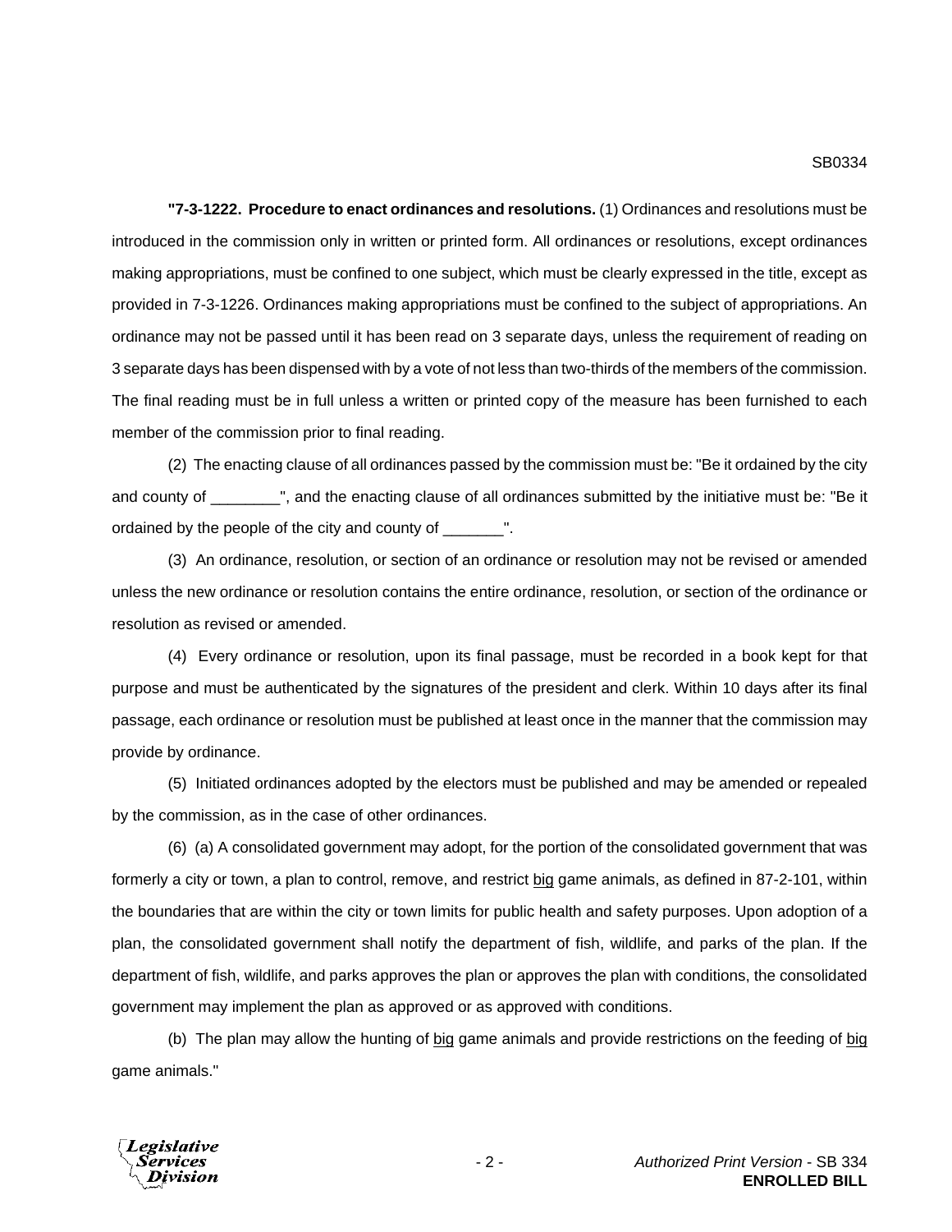**"7-3-1222. Procedure to enact ordinances and resolutions.** (1) Ordinances and resolutions must be introduced in the commission only in written or printed form. All ordinances or resolutions, except ordinances making appropriations, must be confined to one subject, which must be clearly expressed in the title, except as provided in 7-3-1226. Ordinances making appropriations must be confined to the subject of appropriations. An ordinance may not be passed until it has been read on 3 separate days, unless the requirement of reading on 3 separate days has been dispensed with by a vote of not less than two-thirds of the members of the commission. The final reading must be in full unless a written or printed copy of the measure has been furnished to each member of the commission prior to final reading.

(2) The enacting clause of all ordinances passed by the commission must be: "Be it ordained by the city and county of ________", and the enacting clause of all ordinances submitted by the initiative must be: "Be it ordained by the people of the city and county of _______".

(3) An ordinance, resolution, or section of an ordinance or resolution may not be revised or amended unless the new ordinance or resolution contains the entire ordinance, resolution, or section of the ordinance or resolution as revised or amended.

(4) Every ordinance or resolution, upon its final passage, must be recorded in a book kept for that purpose and must be authenticated by the signatures of the president and clerk. Within 10 days after its final passage, each ordinance or resolution must be published at least once in the manner that the commission may provide by ordinance.

(5) Initiated ordinances adopted by the electors must be published and may be amended or repealed by the commission, as in the case of other ordinances.

(6) (a) A consolidated government may adopt, for the portion of the consolidated government that was formerly a city or town, a plan to control, remove, and restrict <u>big</u> game animals, as defined in 87-2-101, within the boundaries that are within the city or town limits for public health and safety purposes. Upon adoption of a plan, the consolidated government shall notify the department of fish, wildlife, and parks of the plan. If the department of fish, wildlife, and parks approves the plan or approves the plan with conditions, the consolidated government may implement the plan as approved or as approved with conditions.

(b) The plan may allow the hunting of <u>big</u> game animals and provide restrictions on the feeding of <u>big</u> game animals."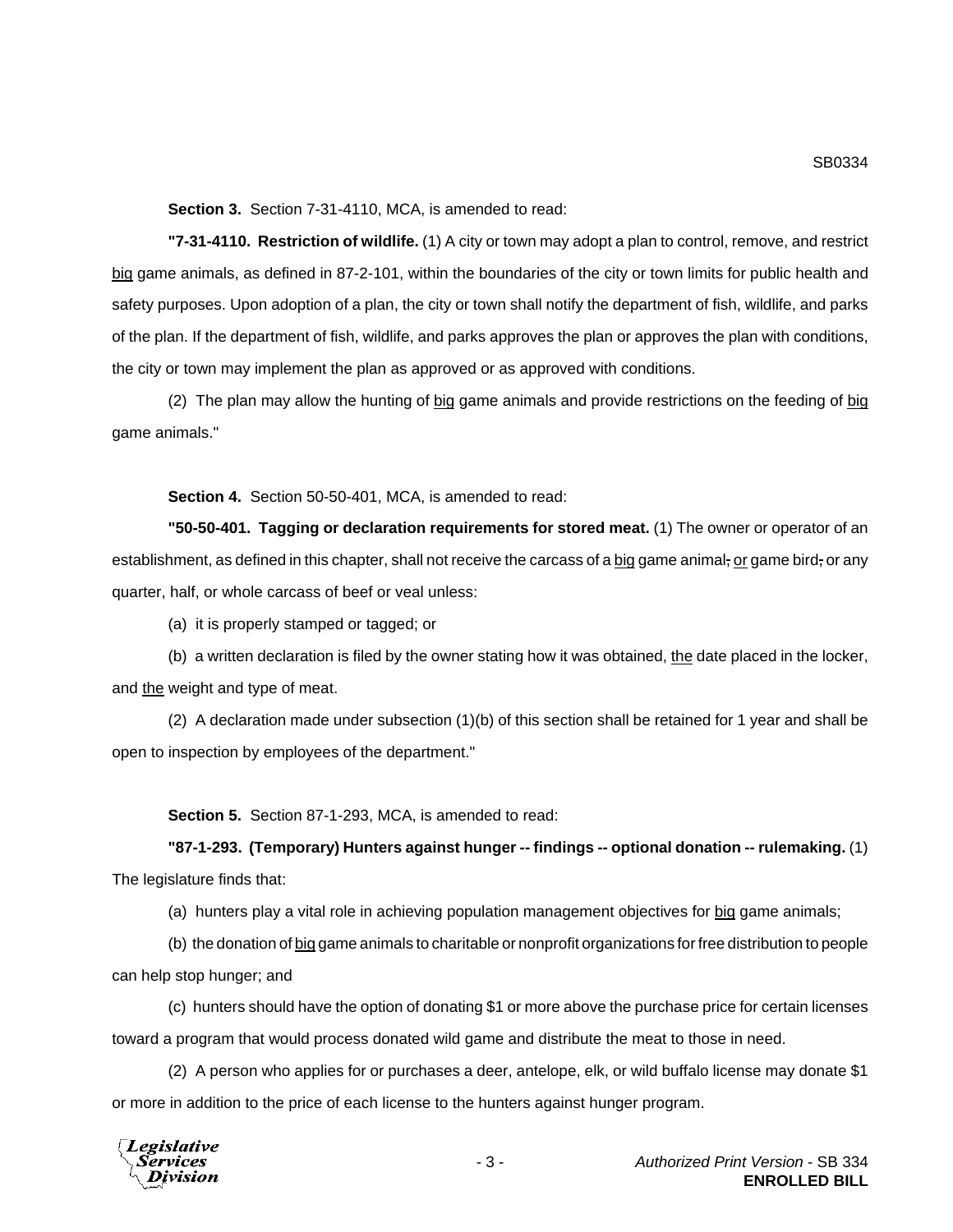**Section 3.** Section 7-31-4110, MCA, is amended to read:

**"7-31-4110. Restriction of wildlife.** (1) A city or town may adopt a plan to control, remove, and restrict big game animals, as defined in 87-2-101, within the boundaries of the city or town limits for public health and safety purposes. Upon adoption of a plan, the city or town shall notify the department of fish, wildlife, and parks of the plan. If the department of fish, wildlife, and parks approves the plan or approves the plan with conditions, the city or town may implement the plan as approved or as approved with conditions.

(2) The plan may allow the hunting of big game animals and provide restrictions on the feeding of big game animals."

**Section 4.** Section 50-50-401, MCA, is amended to read:

**"50-50-401. Tagging or declaration requirements for stored meat.** (1) The owner or operator of an establishment, as defined in this chapter, shall not receive the carcass of a big game animal, or game bird, or any quarter, half, or whole carcass of beef or veal unless:

(a) it is properly stamped or tagged; or

(b) a written declaration is filed by the owner stating how it was obtained, the date placed in the locker, and the weight and type of meat.

(2) A declaration made under subsection (1)(b) of this section shall be retained for 1 year and shall be open to inspection by employees of the department."

**Section 5.** Section 87-1-293, MCA, is amended to read:

**"87-1-293. (Temporary) Hunters against hunger -- findings -- optional donation -- rulemaking.** (1) The legislature finds that:

(a) hunters play a vital role in achieving population management objectives for big game animals;

(b) the donation of big game animals to charitable or nonprofit organizations for free distribution to people can help stop hunger; and

(c) hunters should have the option of donating $1 or more above the purchase price for certain licenses toward a program that would process donated wild game and distribute the meat to those in need.

(2) A person who applies for or purchases a deer, antelope, elk, or wild buffalo license may donate $1 or more in addition to the price of each license to the hunters against hunger program.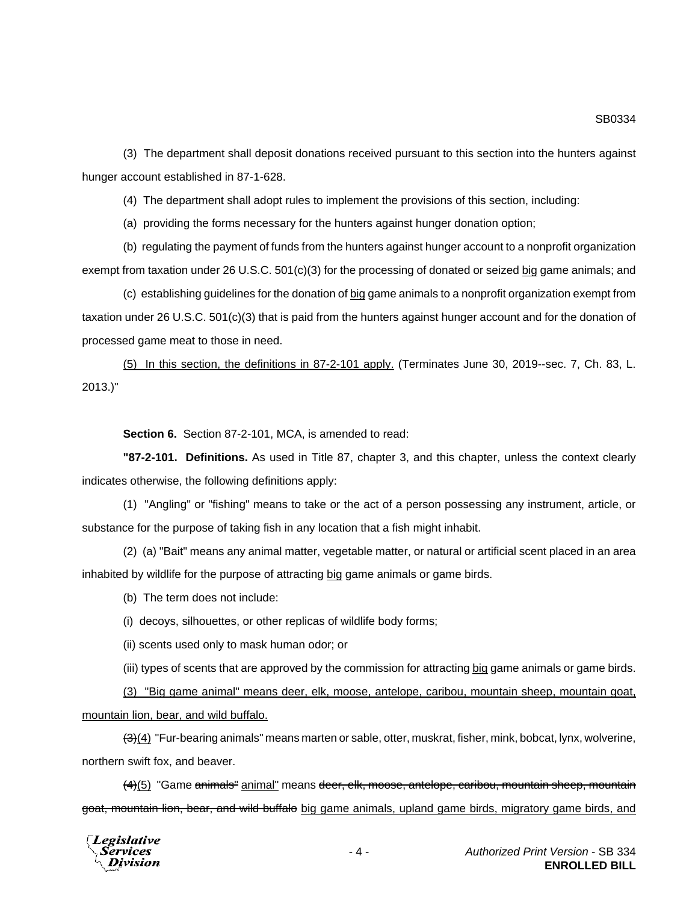(3) The department shall deposit donations received pursuant to this section into the hunters against hunger account established in 87-1-628.

(4) The department shall adopt rules to implement the provisions of this section, including:

(a) providing the forms necessary for the hunters against hunger donation option;

(b) regulating the payment of funds from the hunters against hunger account to a nonprofit organization exempt from taxation under 26 U.S.C. 501(c)(3) for the processing of donated or seized <u>big</u> game animals; and

(c) establishing guidelines for the donation of <u>big</u> game animals to a nonprofit organization exempt from taxation under 26 U.S.C. 501(c)(3) that is paid from the hunters against hunger account and for the donation of processed game meat to those in need.

<u>(5) In this section, the definitions in 87-2-101 apply.</u> (Terminates June 30, 2019--sec. 7, Ch. 83, L. 2013.)"

**Section 6.** Section 87-2-101, MCA, is amended to read:

**"87-2-101. Definitions.** As used in Title 87, chapter 3, and this chapter, unless the context clearly indicates otherwise, the following definitions apply:

(1) "Angling" or "fishing" means to take or the act of a person possessing any instrument, article, or substance for the purpose of taking fish in any location that a fish might inhabit.

(2) (a) "Bait" means any animal matter, vegetable matter, or natural or artificial scent placed in an area inhabited by wildlife for the purpose of attracting <u>big</u> game animals or game birds.

(b) The term does not include:

(i) decoys, silhouettes, or other replicas of wildlife body forms;

(ii) scents used only to mask human odor; or

(iii) types of scents that are approved by the commission for attracting <u>big</u> game animals or game birds.

<u>(3) "Big game animal" means deer, elk, moose, antelope, caribou, mountain sheep, mountain goat, mountain lion, bear, and wild buffalo.</u>

~~(3)~~<u>(4)</u> "Fur-bearing animals" means marten or sable, otter, muskrat, fisher, mink, bobcat, lynx, wolverine, northern swift fox, and beaver.

~~(4)~~<u>(5)</u> "Game ~~animals"~~ <u>animal"</u> means ~~deer, elk, moose, antelope, caribou, mountain sheep, mountain goat, mountain lion, bear, and wild buffalo~~ <u>big game animals, upland game birds, migratory game birds, and</u>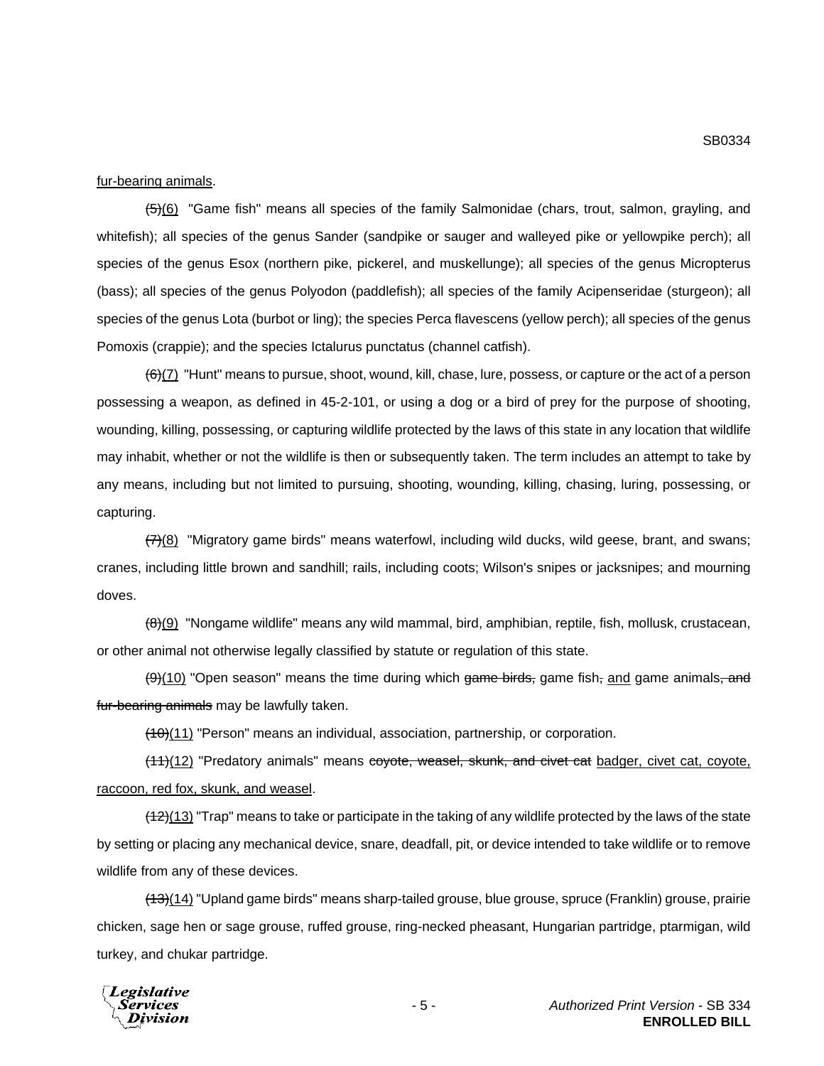fur-bearing animals.

~~(5)~~(6) "Game fish" means all species of the family Salmonidae (chars, trout, salmon, grayling, and whitefish); all species of the genus Sander (sandpike or sauger and walleyed pike or yellowpike perch); all species of the genus Esox (northern pike, pickerel, and muskellunge); all species of the genus Micropterus (bass); all species of the genus Polyodon (paddlefish); all species of the family Acipenseridae (sturgeon); all species of the genus Lota (burbot or ling); the species Perca flavescens (yellow perch); all species of the genus Pomoxis (crappie); and the species Ictalurus punctatus (channel catfish).

~~(6)~~(7) "Hunt" means to pursue, shoot, wound, kill, chase, lure, possess, or capture or the act of a person possessing a weapon, as defined in 45-2-101, or using a dog or a bird of prey for the purpose of shooting, wounding, killing, possessing, or capturing wildlife protected by the laws of this state in any location that wildlife may inhabit, whether or not the wildlife is then or subsequently taken. The term includes an attempt to take by any means, including but not limited to pursuing, shooting, wounding, killing, chasing, luring, possessing, or capturing.

~~(7)~~(8) "Migratory game birds" means waterfowl, including wild ducks, wild geese, brant, and swans; cranes, including little brown and sandhill; rails, including coots; Wilson's snipes or jacksnipes; and mourning doves.

~~(8)~~(9) "Nongame wildlife" means any wild mammal, bird, amphibian, reptile, fish, mollusk, crustacean, or other animal not otherwise legally classified by statute or regulation of this state.

~~(9)~~(10) "Open season" means the time during which ~~game birds,~~ game fish~~,~~ and game animals~~, and fur-bearing animals~~ may be lawfully taken.

~~(10)~~(11) "Person" means an individual, association, partnership, or corporation.

~~(11)~~(12) "Predatory animals" means ~~coyote, weasel, skunk, and civet cat~~ badger, civet cat, coyote, raccoon, red fox, skunk, and weasel.

~~(12)~~(13) "Trap" means to take or participate in the taking of any wildlife protected by the laws of the state by setting or placing any mechanical device, snare, deadfall, pit, or device intended to take wildlife or to remove wildlife from any of these devices.

~~(13)~~(14) "Upland game birds" means sharp-tailed grouse, blue grouse, spruce (Franklin) grouse, prairie chicken, sage hen or sage grouse, ruffed grouse, ring-necked pheasant, Hungarian partridge, ptarmigan, wild turkey, and chukar partridge.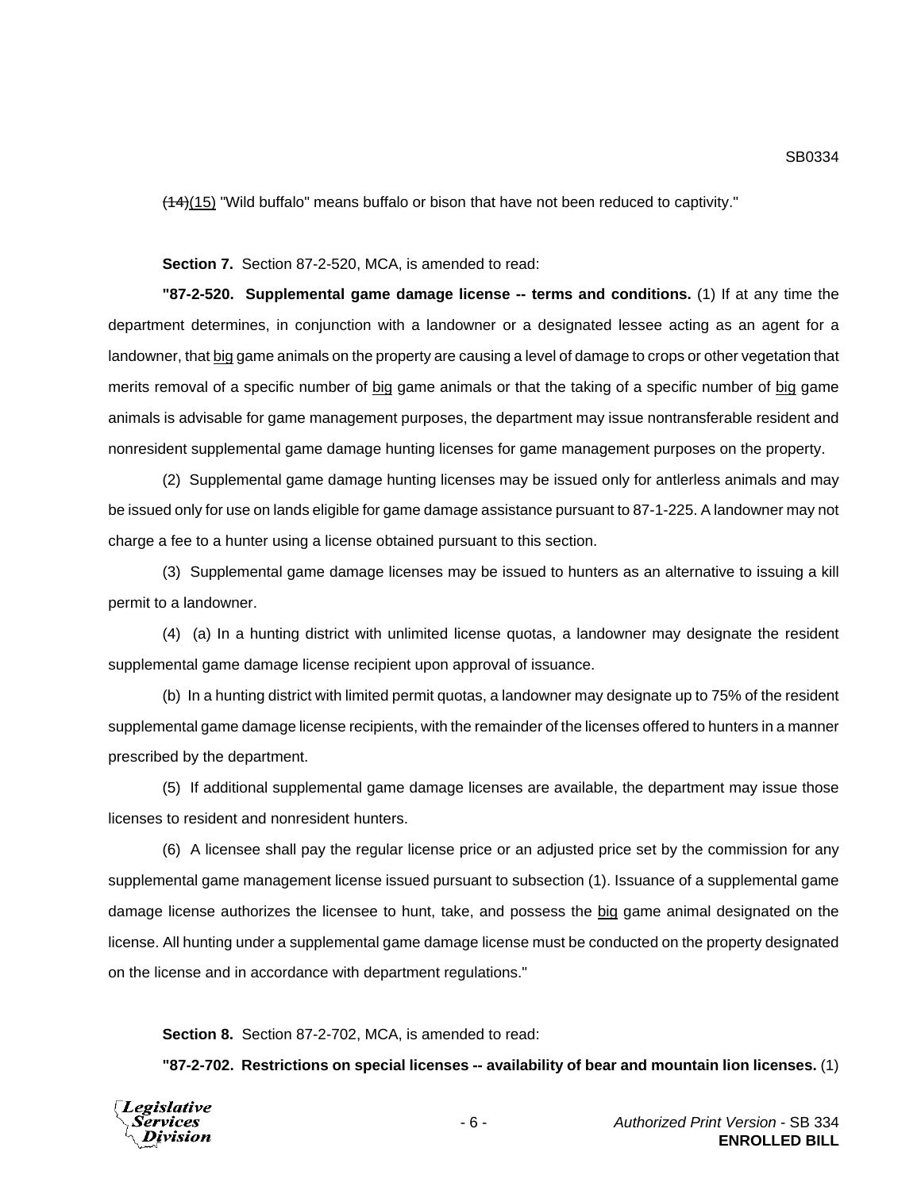~~(14)~~<u>(15)</u> "Wild buffalo" means buffalo or bison that have not been reduced to captivity."

**Section 7.** Section 87-2-520, MCA, is amended to read:

**"87-2-520. Supplemental game damage license -- terms and conditions.** (1) If at any time the department determines, in conjunction with a landowner or a designated lessee acting as an agent for a landowner, that <u>big</u> game animals on the property are causing a level of damage to crops or other vegetation that merits removal of a specific number of <u>big</u> game animals or that the taking of a specific number of <u>big</u> game animals is advisable for game management purposes, the department may issue nontransferable resident and nonresident supplemental game damage hunting licenses for game management purposes on the property.

(2) Supplemental game damage hunting licenses may be issued only for antlerless animals and may be issued only for use on lands eligible for game damage assistance pursuant to 87-1-225. A landowner may not charge a fee to a hunter using a license obtained pursuant to this section.

(3) Supplemental game damage licenses may be issued to hunters as an alternative to issuing a kill permit to a landowner.

(4) (a) In a hunting district with unlimited license quotas, a landowner may designate the resident supplemental game damage license recipient upon approval of issuance.

(b) In a hunting district with limited permit quotas, a landowner may designate up to 75% of the resident supplemental game damage license recipients, with the remainder of the licenses offered to hunters in a manner prescribed by the department.

(5) If additional supplemental game damage licenses are available, the department may issue those licenses to resident and nonresident hunters.

(6) A licensee shall pay the regular license price or an adjusted price set by the commission for any supplemental game management license issued pursuant to subsection (1). Issuance of a supplemental game damage license authorizes the licensee to hunt, take, and possess the <u>big</u> game animal designated on the license. All hunting under a supplemental game damage license must be conducted on the property designated on the license and in accordance with department regulations."

**Section 8.** Section 87-2-702, MCA, is amended to read:

**"87-2-702. Restrictions on special licenses -- availability of bear and mountain lion licenses.** (1)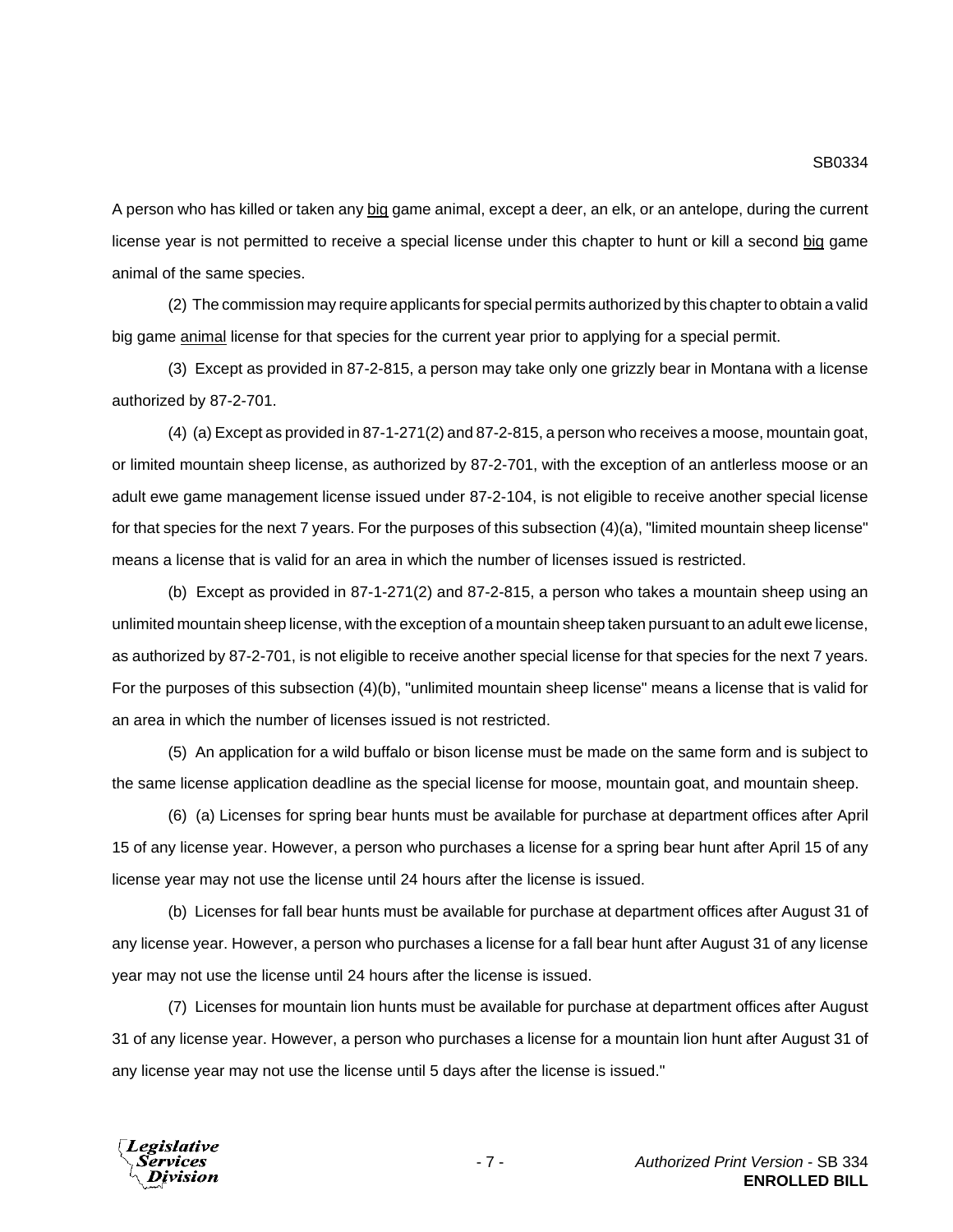A person who has killed or taken any <u>big</u> game animal, except a deer, an elk, or an antelope, during the current license year is not permitted to receive a special license under this chapter to hunt or kill a second <u>big</u> game animal of the same species.

(2) The commission may require applicants for special permits authorized by this chapter to obtain a valid big game <u>animal</u> license for that species for the current year prior to applying for a special permit.

(3) Except as provided in 87-2-815, a person may take only one grizzly bear in Montana with a license authorized by 87-2-701.

(4) (a) Except as provided in 87-1-271(2) and 87-2-815, a person who receives a moose, mountain goat, or limited mountain sheep license, as authorized by 87-2-701, with the exception of an antlerless moose or an adult ewe game management license issued under 87-2-104, is not eligible to receive another special license for that species for the next 7 years. For the purposes of this subsection (4)(a), "limited mountain sheep license" means a license that is valid for an area in which the number of licenses issued is restricted.

(b) Except as provided in 87-1-271(2) and 87-2-815, a person who takes a mountain sheep using an unlimited mountain sheep license, with the exception of a mountain sheep taken pursuant to an adult ewe license, as authorized by 87-2-701, is not eligible to receive another special license for that species for the next 7 years. For the purposes of this subsection (4)(b), "unlimited mountain sheep license" means a license that is valid for an area in which the number of licenses issued is not restricted.

(5) An application for a wild buffalo or bison license must be made on the same form and is subject to the same license application deadline as the special license for moose, mountain goat, and mountain sheep.

(6) (a) Licenses for spring bear hunts must be available for purchase at department offices after April 15 of any license year. However, a person who purchases a license for a spring bear hunt after April 15 of any license year may not use the license until 24 hours after the license is issued.

(b) Licenses for fall bear hunts must be available for purchase at department offices after August 31 of any license year. However, a person who purchases a license for a fall bear hunt after August 31 of any license year may not use the license until 24 hours after the license is issued.

(7) Licenses for mountain lion hunts must be available for purchase at department offices after August 31 of any license year. However, a person who purchases a license for a mountain lion hunt after August 31 of any license year may not use the license until 5 days after the license is issued."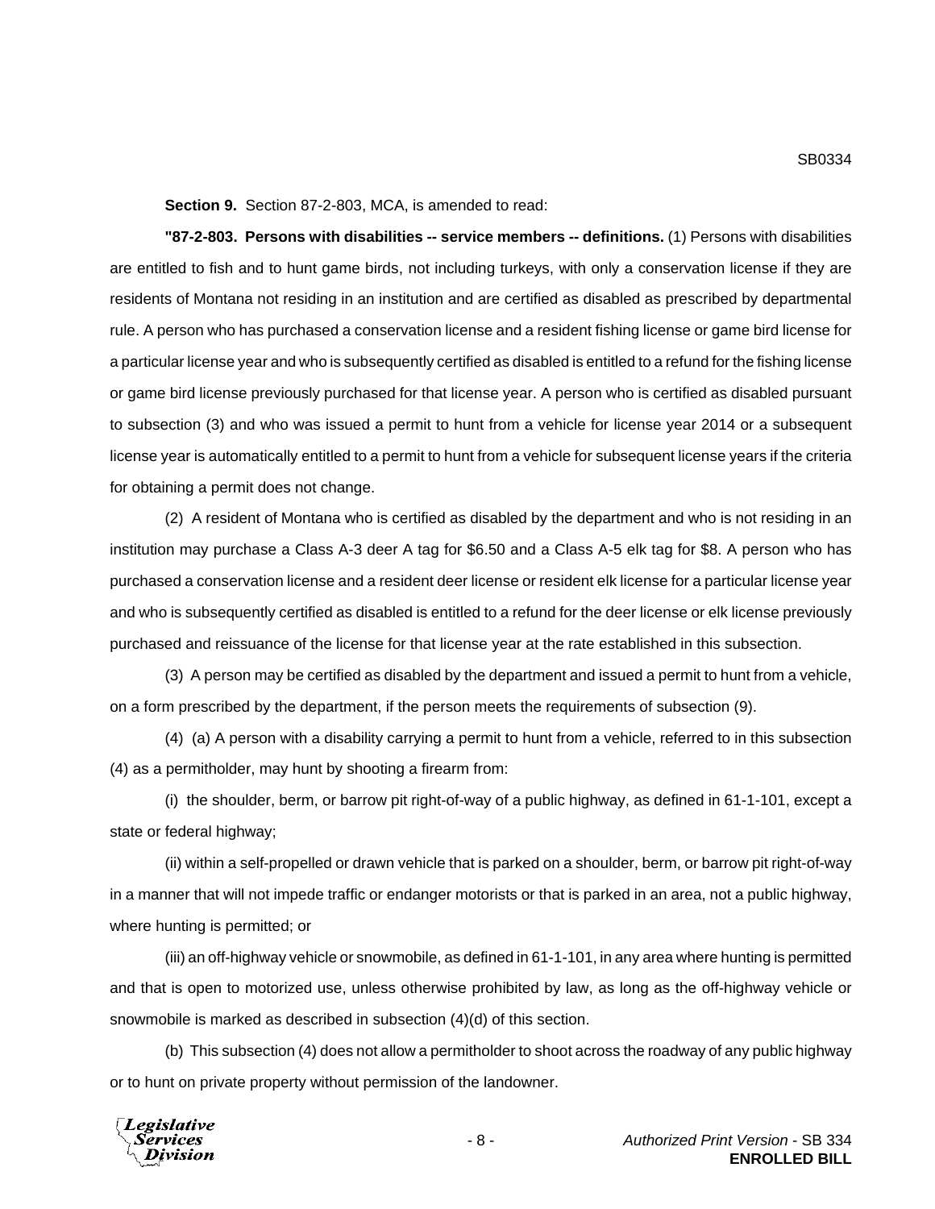**Section 9.** Section 87-2-803, MCA, is amended to read:

**"87-2-803. Persons with disabilities -- service members -- definitions.** (1) Persons with disabilities are entitled to fish and to hunt game birds, not including turkeys, with only a conservation license if they are residents of Montana not residing in an institution and are certified as disabled as prescribed by departmental rule. A person who has purchased a conservation license and a resident fishing license or game bird license for a particular license year and who is subsequently certified as disabled is entitled to a refund for the fishing license or game bird license previously purchased for that license year. A person who is certified as disabled pursuant to subsection (3) and who was issued a permit to hunt from a vehicle for license year 2014 or a subsequent license year is automatically entitled to a permit to hunt from a vehicle for subsequent license years if the criteria for obtaining a permit does not change.

(2) A resident of Montana who is certified as disabled by the department and who is not residing in an institution may purchase a Class A-3 deer A tag for $6.50 and a Class A-5 elk tag for $8. A person who has purchased a conservation license and a resident deer license or resident elk license for a particular license year and who is subsequently certified as disabled is entitled to a refund for the deer license or elk license previously purchased and reissuance of the license for that license year at the rate established in this subsection.

(3) A person may be certified as disabled by the department and issued a permit to hunt from a vehicle, on a form prescribed by the department, if the person meets the requirements of subsection (9).

(4) (a) A person with a disability carrying a permit to hunt from a vehicle, referred to in this subsection (4) as a permitholder, may hunt by shooting a firearm from:

(i) the shoulder, berm, or barrow pit right-of-way of a public highway, as defined in 61-1-101, except a state or federal highway;

(ii) within a self-propelled or drawn vehicle that is parked on a shoulder, berm, or barrow pit right-of-way in a manner that will not impede traffic or endanger motorists or that is parked in an area, not a public highway, where hunting is permitted; or

(iii) an off-highway vehicle or snowmobile, as defined in 61-1-101, in any area where hunting is permitted and that is open to motorized use, unless otherwise prohibited by law, as long as the off-highway vehicle or snowmobile is marked as described in subsection (4)(d) of this section.

(b) This subsection (4) does not allow a permitholder to shoot across the roadway of any public highway or to hunt on private property without permission of the landowner.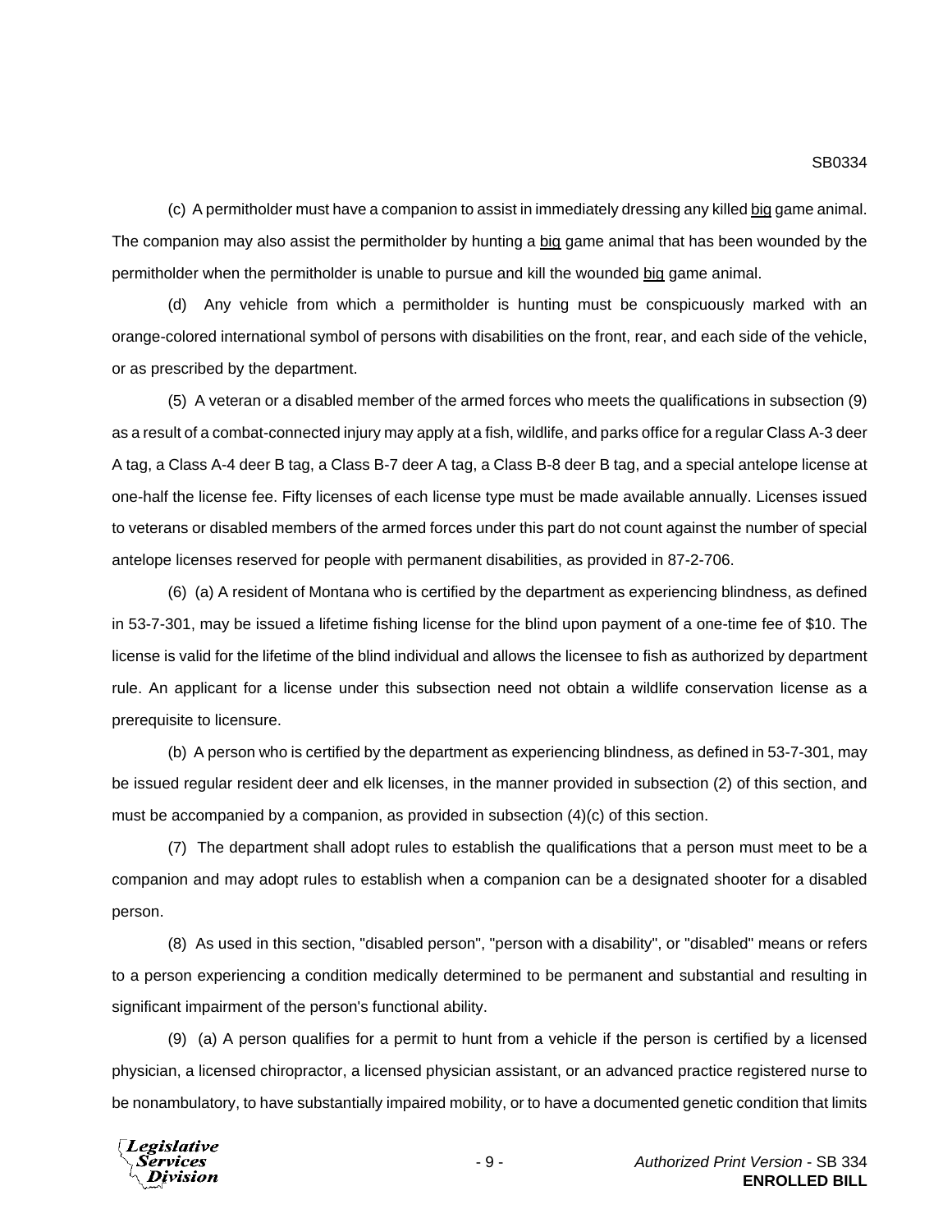(c) A permitholder must have a companion to assist in immediately dressing any killed big game animal. The companion may also assist the permitholder by hunting a big game animal that has been wounded by the permitholder when the permitholder is unable to pursue and kill the wounded big game animal.

(d) Any vehicle from which a permitholder is hunting must be conspicuously marked with an orange-colored international symbol of persons with disabilities on the front, rear, and each side of the vehicle, or as prescribed by the department.

(5) A veteran or a disabled member of the armed forces who meets the qualifications in subsection (9) as a result of a combat-connected injury may apply at a fish, wildlife, and parks office for a regular Class A-3 deer A tag, a Class A-4 deer B tag, a Class B-7 deer A tag, a Class B-8 deer B tag, and a special antelope license at one-half the license fee. Fifty licenses of each license type must be made available annually. Licenses issued to veterans or disabled members of the armed forces under this part do not count against the number of special antelope licenses reserved for people with permanent disabilities, as provided in 87-2-706.

(6) (a) A resident of Montana who is certified by the department as experiencing blindness, as defined in 53-7-301, may be issued a lifetime fishing license for the blind upon payment of a one-time fee of $10. The license is valid for the lifetime of the blind individual and allows the licensee to fish as authorized by department rule. An applicant for a license under this subsection need not obtain a wildlife conservation license as a prerequisite to licensure.

(b) A person who is certified by the department as experiencing blindness, as defined in 53-7-301, may be issued regular resident deer and elk licenses, in the manner provided in subsection (2) of this section, and must be accompanied by a companion, as provided in subsection (4)(c) of this section.

(7) The department shall adopt rules to establish the qualifications that a person must meet to be a companion and may adopt rules to establish when a companion can be a designated shooter for a disabled person.

(8) As used in this section, "disabled person", "person with a disability", or "disabled" means or refers to a person experiencing a condition medically determined to be permanent and substantial and resulting in significant impairment of the person's functional ability.

(9) (a) A person qualifies for a permit to hunt from a vehicle if the person is certified by a licensed physician, a licensed chiropractor, a licensed physician assistant, or an advanced practice registered nurse to be nonambulatory, to have substantially impaired mobility, or to have a documented genetic condition that limits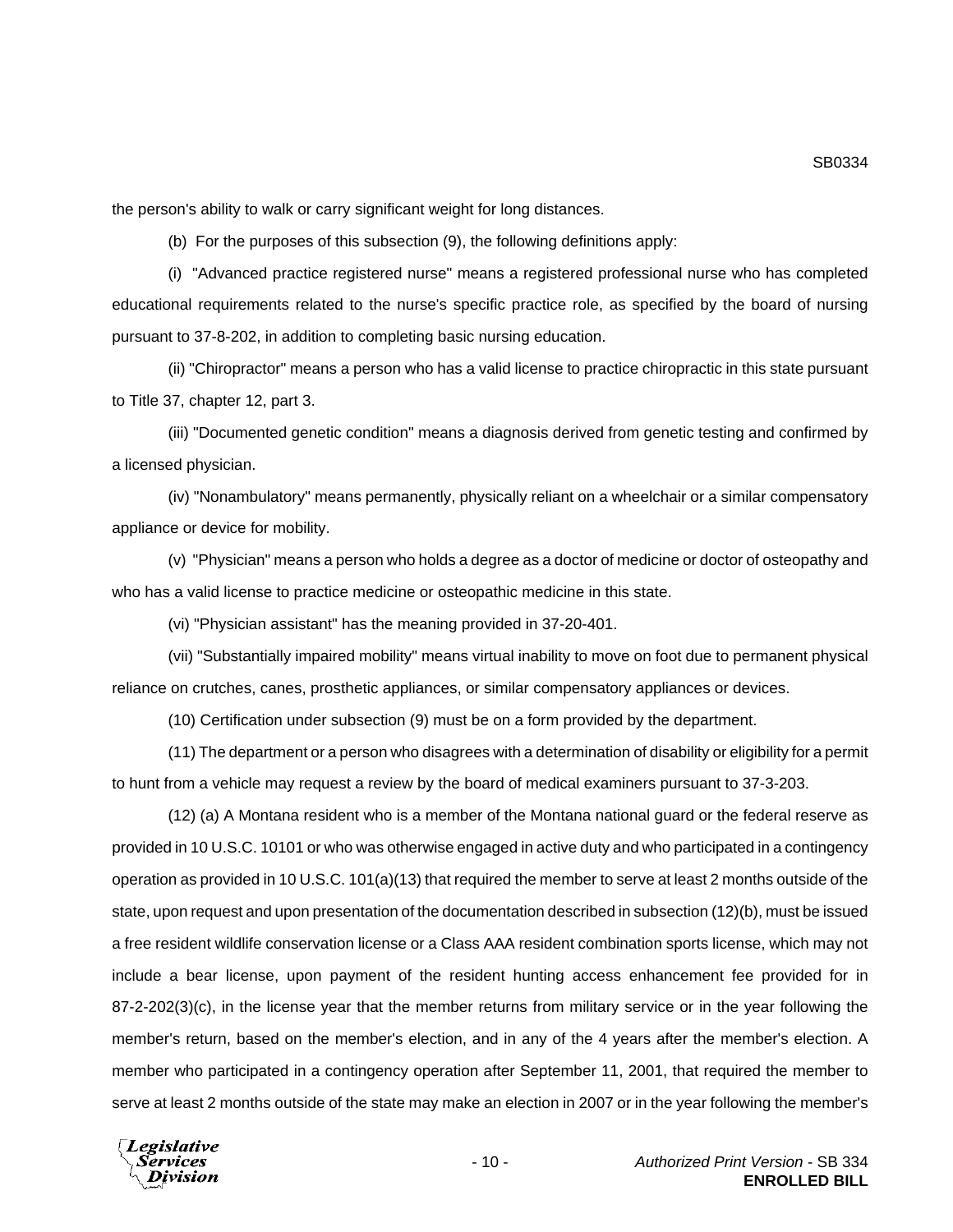the person's ability to walk or carry significant weight for long distances.

(b) For the purposes of this subsection (9), the following definitions apply:

(i) "Advanced practice registered nurse" means a registered professional nurse who has completed educational requirements related to the nurse's specific practice role, as specified by the board of nursing pursuant to 37-8-202, in addition to completing basic nursing education.

(ii) "Chiropractor" means a person who has a valid license to practice chiropractic in this state pursuant to Title 37, chapter 12, part 3.

(iii) "Documented genetic condition" means a diagnosis derived from genetic testing and confirmed by a licensed physician.

(iv) "Nonambulatory" means permanently, physically reliant on a wheelchair or a similar compensatory appliance or device for mobility.

(v) "Physician" means a person who holds a degree as a doctor of medicine or doctor of osteopathy and who has a valid license to practice medicine or osteopathic medicine in this state.

(vi) "Physician assistant" has the meaning provided in 37-20-401.

(vii) "Substantially impaired mobility" means virtual inability to move on foot due to permanent physical reliance on crutches, canes, prosthetic appliances, or similar compensatory appliances or devices.

(10) Certification under subsection (9) must be on a form provided by the department.

(11) The department or a person who disagrees with a determination of disability or eligibility for a permit to hunt from a vehicle may request a review by the board of medical examiners pursuant to 37-3-203.

(12) (a) A Montana resident who is a member of the Montana national guard or the federal reserve as provided in 10 U.S.C. 10101 or who was otherwise engaged in active duty and who participated in a contingency operation as provided in 10 U.S.C. 101(a)(13) that required the member to serve at least 2 months outside of the state, upon request and upon presentation of the documentation described in subsection (12)(b), must be issued a free resident wildlife conservation license or a Class AAA resident combination sports license, which may not include a bear license, upon payment of the resident hunting access enhancement fee provided for in 87-2-202(3)(c), in the license year that the member returns from military service or in the year following the member's return, based on the member's election, and in any of the 4 years after the member's election. A member who participated in a contingency operation after September 11, 2001, that required the member to serve at least 2 months outside of the state may make an election in 2007 or in the year following the member's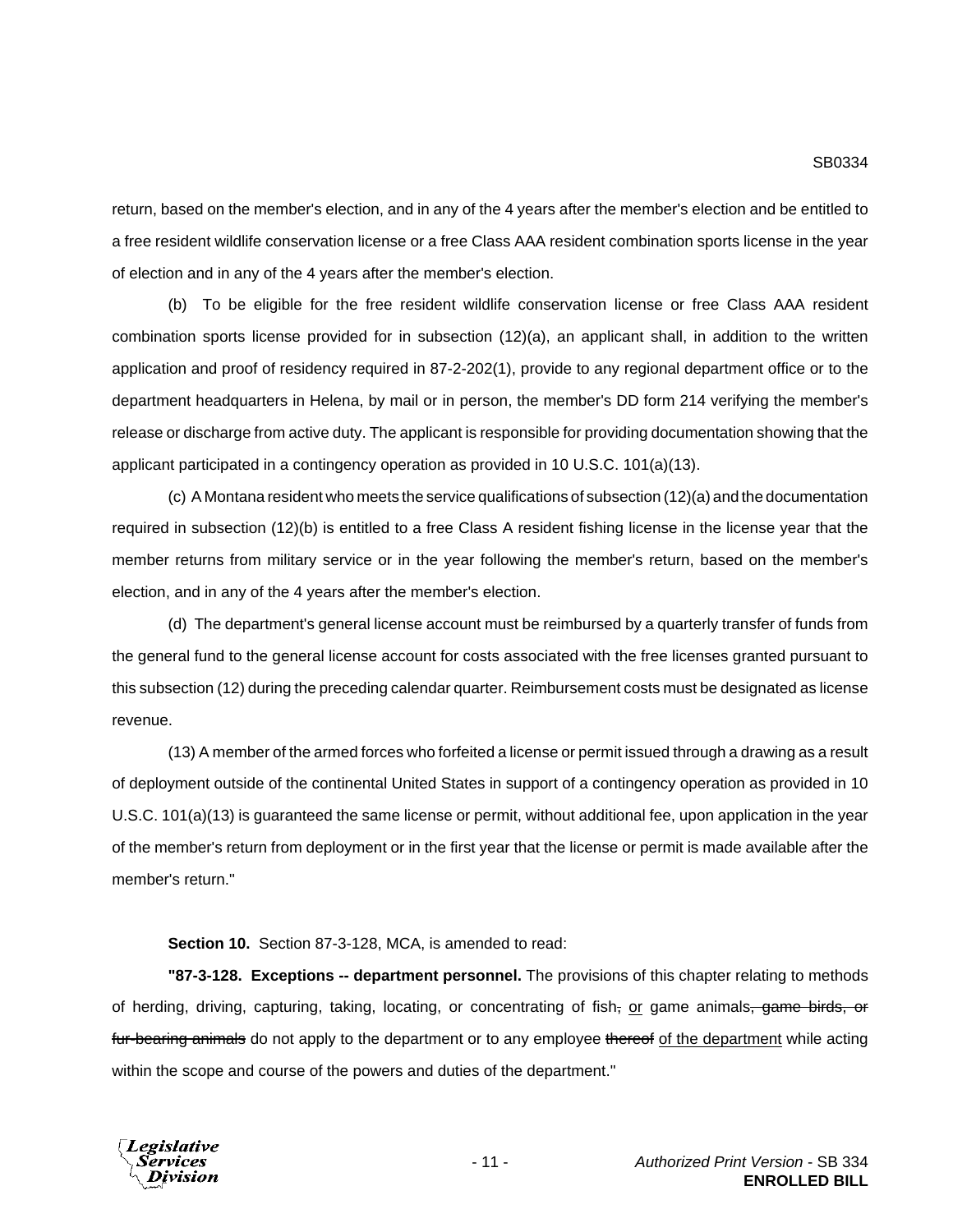return, based on the member's election, and in any of the 4 years after the member's election and be entitled to a free resident wildlife conservation license or a free Class AAA resident combination sports license in the year of election and in any of the 4 years after the member's election.

(b) To be eligible for the free resident wildlife conservation license or free Class AAA resident combination sports license provided for in subsection (12)(a), an applicant shall, in addition to the written application and proof of residency required in 87-2-202(1), provide to any regional department office or to the department headquarters in Helena, by mail or in person, the member's DD form 214 verifying the member's release or discharge from active duty. The applicant is responsible for providing documentation showing that the applicant participated in a contingency operation as provided in 10 U.S.C. 101(a)(13).

(c) A Montana resident who meets the service qualifications of subsection (12)(a) and the documentation required in subsection (12)(b) is entitled to a free Class A resident fishing license in the license year that the member returns from military service or in the year following the member's return, based on the member's election, and in any of the 4 years after the member's election.

(d) The department's general license account must be reimbursed by a quarterly transfer of funds from the general fund to the general license account for costs associated with the free licenses granted pursuant to this subsection (12) during the preceding calendar quarter. Reimbursement costs must be designated as license revenue.

(13) A member of the armed forces who forfeited a license or permit issued through a drawing as a result of deployment outside of the continental United States in support of a contingency operation as provided in 10 U.S.C. 101(a)(13) is guaranteed the same license or permit, without additional fee, upon application in the year of the member's return from deployment or in the first year that the license or permit is made available after the member's return."

**Section 10.** Section 87-3-128, MCA, is amended to read:

**"87-3-128. Exceptions -- department personnel.** The provisions of this chapter relating to methods of herding, driving, capturing, taking, locating, or concentrating of fish~~,~~ <u>or</u> game animals~~, game birds, or fur-bearing animals~~ do not apply to the department or to any employee ~~thereof~~ <u>of the department</u> while acting within the scope and course of the powers and duties of the department."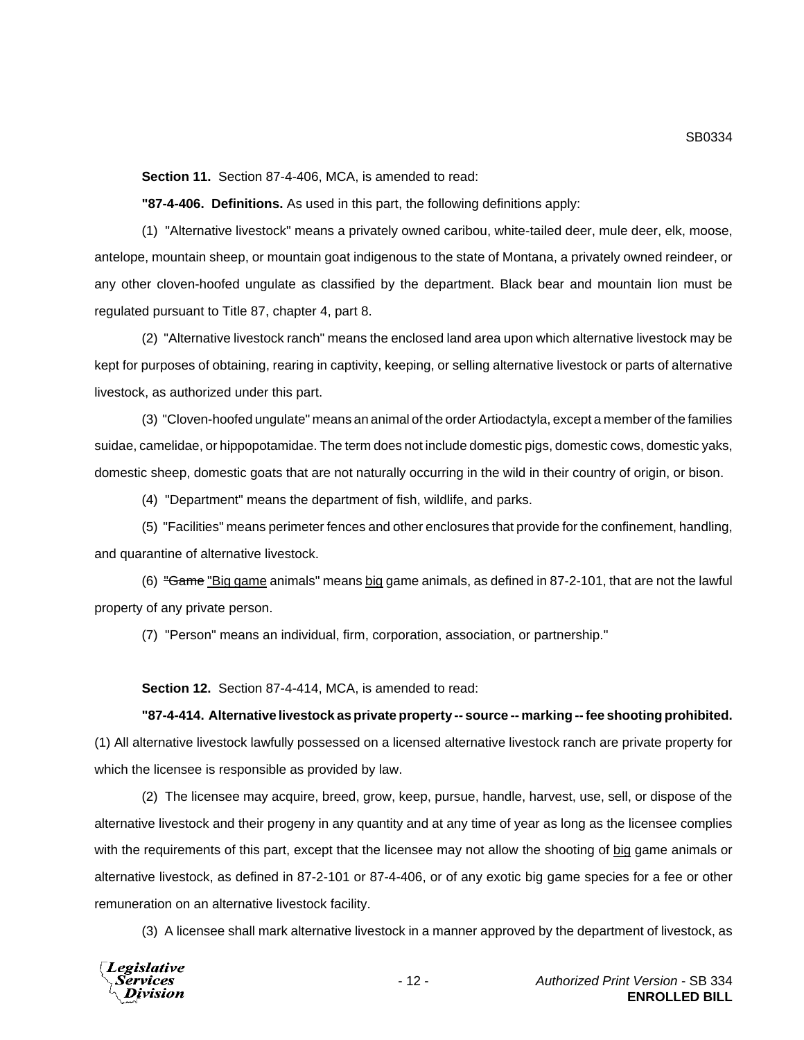**Section 11.** Section 87-4-406, MCA, is amended to read:

**"87-4-406. Definitions.** As used in this part, the following definitions apply:

(1) "Alternative livestock" means a privately owned caribou, white-tailed deer, mule deer, elk, moose, antelope, mountain sheep, or mountain goat indigenous to the state of Montana, a privately owned reindeer, or any other cloven-hoofed ungulate as classified by the department. Black bear and mountain lion must be regulated pursuant to Title 87, chapter 4, part 8.

(2) "Alternative livestock ranch" means the enclosed land area upon which alternative livestock may be kept for purposes of obtaining, rearing in captivity, keeping, or selling alternative livestock or parts of alternative livestock, as authorized under this part.

(3) "Cloven-hoofed ungulate" means an animal of the order Artiodactyla, except a member of the families suidae, camelidae, or hippopotamidae. The term does not include domestic pigs, domestic cows, domestic yaks, domestic sheep, domestic goats that are not naturally occurring in the wild in their country of origin, or bison.

(4) "Department" means the department of fish, wildlife, and parks.

(5) "Facilities" means perimeter fences and other enclosures that provide for the confinement, handling, and quarantine of alternative livestock.

(6) ~~"Game~~ <u>"Big game</u> animals" means <u>big</u> game animals, as defined in 87-2-101, that are not the lawful property of any private person.

(7) "Person" means an individual, firm, corporation, association, or partnership."

**Section 12.** Section 87-4-414, MCA, is amended to read:

**"87-4-414. Alternative livestock as private property -- source -- marking -- fee shooting prohibited.** (1) All alternative livestock lawfully possessed on a licensed alternative livestock ranch are private property for which the licensee is responsible as provided by law.

(2) The licensee may acquire, breed, grow, keep, pursue, handle, harvest, use, sell, or dispose of the alternative livestock and their progeny in any quantity and at any time of year as long as the licensee complies with the requirements of this part, except that the licensee may not allow the shooting of <u>big</u> game animals or alternative livestock, as defined in 87-2-101 or 87-4-406, or of any exotic big game species for a fee or other remuneration on an alternative livestock facility.

(3) A licensee shall mark alternative livestock in a manner approved by the department of livestock, as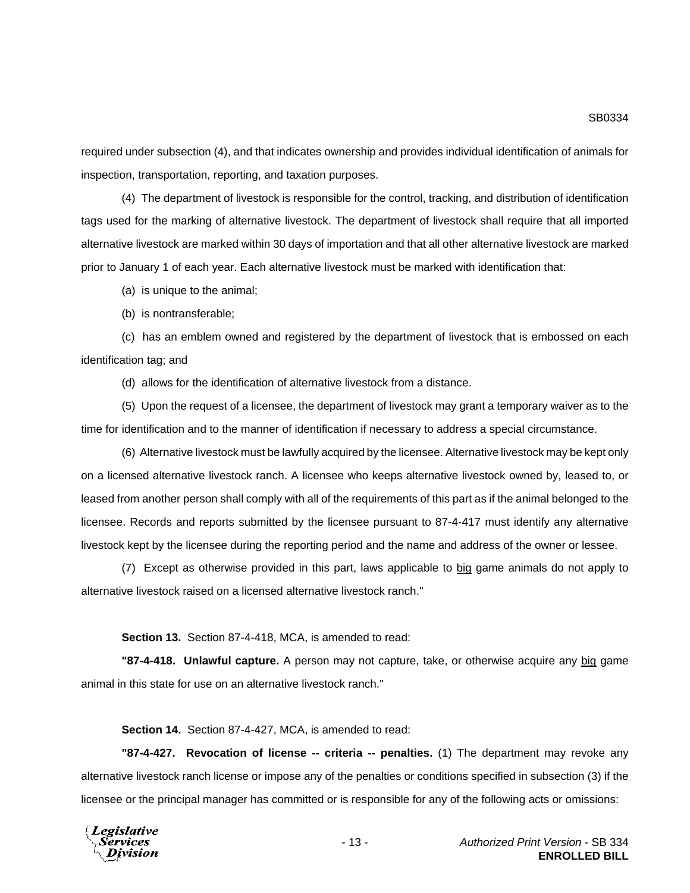required under subsection (4), and that indicates ownership and provides individual identification of animals for inspection, transportation, reporting, and taxation purposes.

(4) The department of livestock is responsible for the control, tracking, and distribution of identification tags used for the marking of alternative livestock. The department of livestock shall require that all imported alternative livestock are marked within 30 days of importation and that all other alternative livestock are marked prior to January 1 of each year. Each alternative livestock must be marked with identification that:

(a) is unique to the animal;

(b) is nontransferable;

(c) has an emblem owned and registered by the department of livestock that is embossed on each identification tag; and

(d) allows for the identification of alternative livestock from a distance.

(5) Upon the request of a licensee, the department of livestock may grant a temporary waiver as to the time for identification and to the manner of identification if necessary to address a special circumstance.

(6) Alternative livestock must be lawfully acquired by the licensee. Alternative livestock may be kept only on a licensed alternative livestock ranch. A licensee who keeps alternative livestock owned by, leased to, or leased from another person shall comply with all of the requirements of this part as if the animal belonged to the licensee. Records and reports submitted by the licensee pursuant to 87-4-417 must identify any alternative livestock kept by the licensee during the reporting period and the name and address of the owner or lessee.

(7) Except as otherwise provided in this part, laws applicable to big game animals do not apply to alternative livestock raised on a licensed alternative livestock ranch."

**Section 13.** Section 87-4-418, MCA, is amended to read:

**"87-4-418. Unlawful capture.** A person may not capture, take, or otherwise acquire any big game animal in this state for use on an alternative livestock ranch."

**Section 14.** Section 87-4-427, MCA, is amended to read:

**"87-4-427. Revocation of license -- criteria -- penalties.** (1) The department may revoke any alternative livestock ranch license or impose any of the penalties or conditions specified in subsection (3) if the licensee or the principal manager has committed or is responsible for any of the following acts or omissions: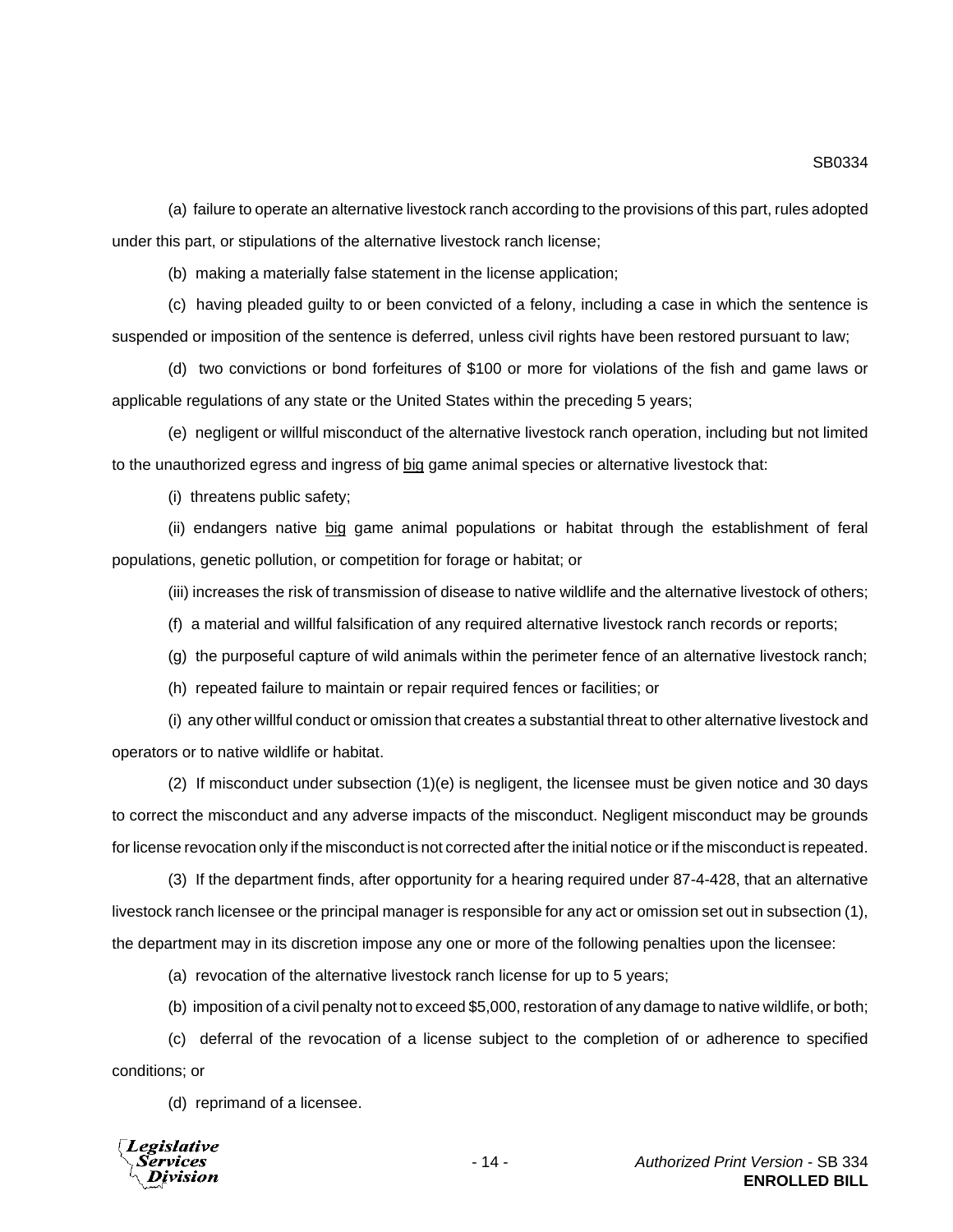(a) failure to operate an alternative livestock ranch according to the provisions of this part, rules adopted under this part, or stipulations of the alternative livestock ranch license;

(b) making a materially false statement in the license application;

(c) having pleaded guilty to or been convicted of a felony, including a case in which the sentence is suspended or imposition of the sentence is deferred, unless civil rights have been restored pursuant to law;

(d) two convictions or bond forfeitures of $100 or more for violations of the fish and game laws or applicable regulations of any state or the United States within the preceding 5 years;

(e) negligent or willful misconduct of the alternative livestock ranch operation, including but not limited to the unauthorized egress and ingress of <u>big</u> game animal species or alternative livestock that:

(i) threatens public safety;

(ii) endangers native <u>big</u> game animal populations or habitat through the establishment of feral populations, genetic pollution, or competition for forage or habitat; or

(iii) increases the risk of transmission of disease to native wildlife and the alternative livestock of others;

(f) a material and willful falsification of any required alternative livestock ranch records or reports;

(g) the purposeful capture of wild animals within the perimeter fence of an alternative livestock ranch;

(h) repeated failure to maintain or repair required fences or facilities; or

(i) any other willful conduct or omission that creates a substantial threat to other alternative livestock and operators or to native wildlife or habitat.

(2) If misconduct under subsection (1)(e) is negligent, the licensee must be given notice and 30 days to correct the misconduct and any adverse impacts of the misconduct. Negligent misconduct may be grounds for license revocation only if the misconduct is not corrected after the initial notice or if the misconduct is repeated.

(3) If the department finds, after opportunity for a hearing required under 87-4-428, that an alternative livestock ranch licensee or the principal manager is responsible for any act or omission set out in subsection (1), the department may in its discretion impose any one or more of the following penalties upon the licensee:

(a) revocation of the alternative livestock ranch license for up to 5 years;

(b) imposition of a civil penalty not to exceed $5,000, restoration of any damage to native wildlife, or both;

(c) deferral of the revocation of a license subject to the completion of or adherence to specified conditions; or

(d) reprimand of a licensee.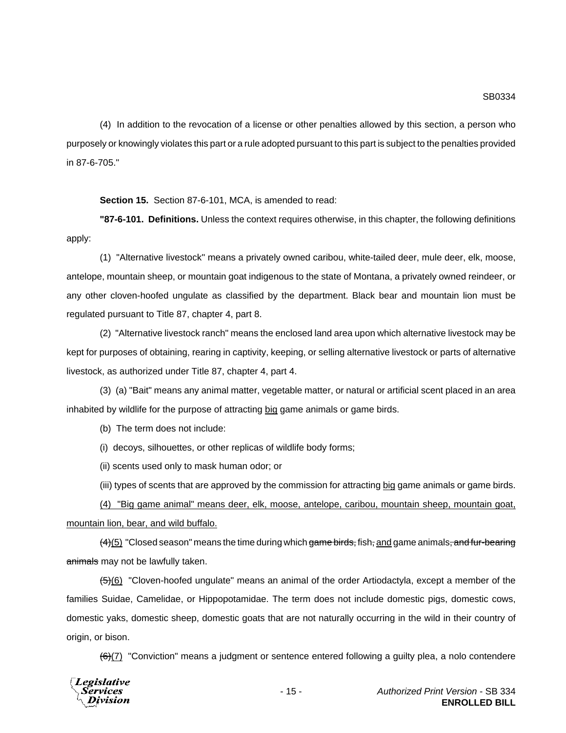(4) In addition to the revocation of a license or other penalties allowed by this section, a person who purposely or knowingly violates this part or a rule adopted pursuant to this part is subject to the penalties provided in 87-6-705."

**Section 15.** Section 87-6-101, MCA, is amended to read:

**"87-6-101. Definitions.** Unless the context requires otherwise, in this chapter, the following definitions apply:

(1) "Alternative livestock" means a privately owned caribou, white-tailed deer, mule deer, elk, moose, antelope, mountain sheep, or mountain goat indigenous to the state of Montana, a privately owned reindeer, or any other cloven-hoofed ungulate as classified by the department. Black bear and mountain lion must be regulated pursuant to Title 87, chapter 4, part 8.

(2) "Alternative livestock ranch" means the enclosed land area upon which alternative livestock may be kept for purposes of obtaining, rearing in captivity, keeping, or selling alternative livestock or parts of alternative livestock, as authorized under Title 87, chapter 4, part 4.

(3) (a) "Bait" means any animal matter, vegetable matter, or natural or artificial scent placed in an area inhabited by wildlife for the purpose of attracting <u>big</u> game animals or game birds.

(b) The term does not include:

(i) decoys, silhouettes, or other replicas of wildlife body forms;

(ii) scents used only to mask human odor; or

(iii) types of scents that are approved by the commission for attracting <u>big</u> game animals or game birds.

<u>(4) "Big game animal" means deer, elk, moose, antelope, caribou, mountain sheep, mountain goat, mountain lion, bear, and wild buffalo.</u>

~~(4)~~<u>(5)</u> "Closed season" means the time during which ~~game birds,~~ fish~~,~~ <u>and</u> game animals~~, and fur-bearing animals~~ may not be lawfully taken.

~~(5)~~<u>(6)</u> "Cloven-hoofed ungulate" means an animal of the order Artiodactyla, except a member of the families Suidae, Camelidae, or Hippopotamidae. The term does not include domestic pigs, domestic cows, domestic yaks, domestic sheep, domestic goats that are not naturally occurring in the wild in their country of origin, or bison.

~~(6)~~<u>(7)</u> "Conviction" means a judgment or sentence entered following a guilty plea, a nolo contendere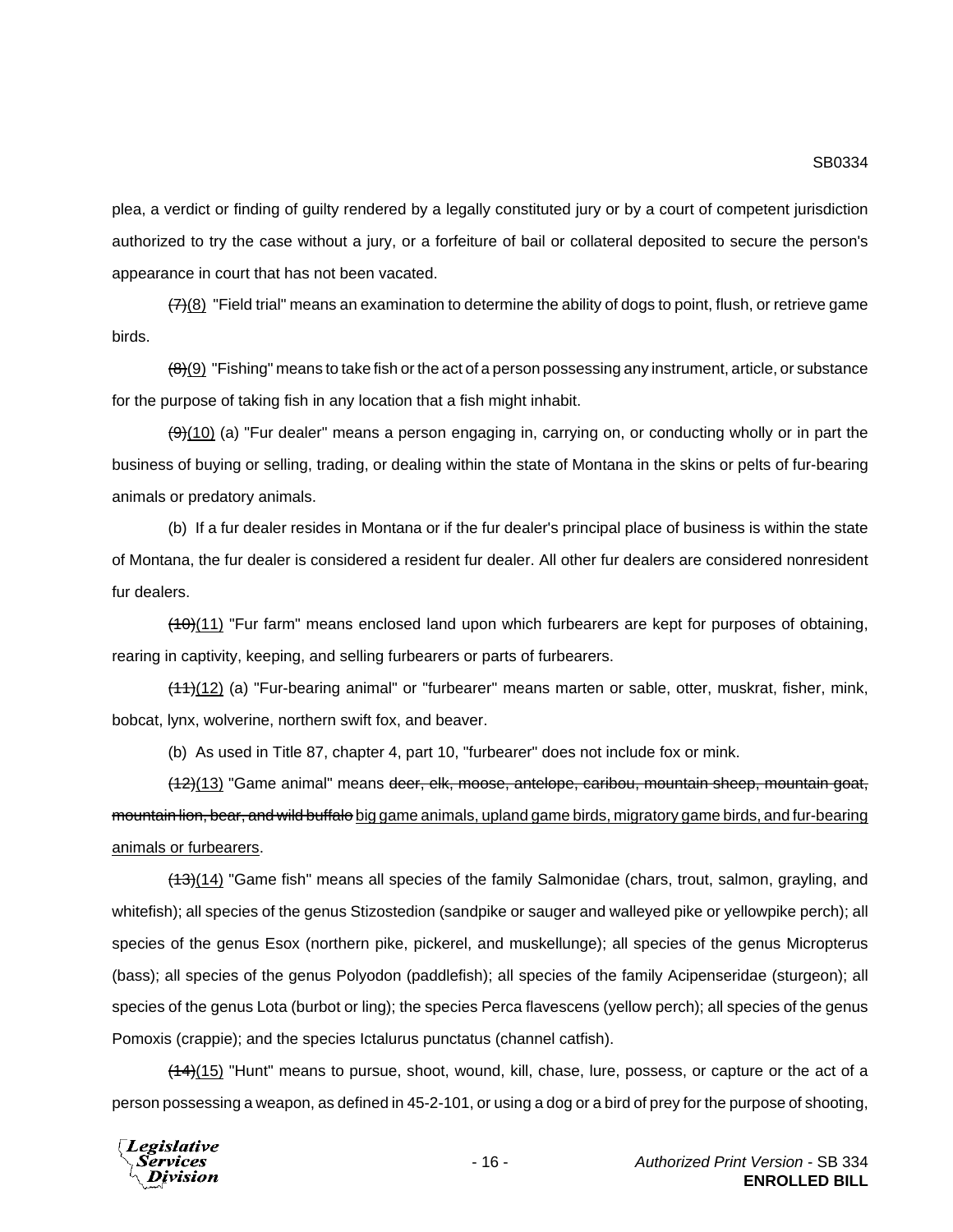plea, a verdict or finding of guilty rendered by a legally constituted jury or by a court of competent jurisdiction authorized to try the case without a jury, or a forfeiture of bail or collateral deposited to secure the person's appearance in court that has not been vacated.

~~(7)~~(8) "Field trial" means an examination to determine the ability of dogs to point, flush, or retrieve game birds.

~~(8)~~(9) "Fishing" means to take fish or the act of a person possessing any instrument, article, or substance for the purpose of taking fish in any location that a fish might inhabit.

~~(9)~~(10) (a) "Fur dealer" means a person engaging in, carrying on, or conducting wholly or in part the business of buying or selling, trading, or dealing within the state of Montana in the skins or pelts of fur-bearing animals or predatory animals.

(b) If a fur dealer resides in Montana or if the fur dealer's principal place of business is within the state of Montana, the fur dealer is considered a resident fur dealer. All other fur dealers are considered nonresident fur dealers.

~~(10)~~(11) "Fur farm" means enclosed land upon which furbearers are kept for purposes of obtaining, rearing in captivity, keeping, and selling furbearers or parts of furbearers.

~~(11)~~(12) (a) "Fur-bearing animal" or "furbearer" means marten or sable, otter, muskrat, fisher, mink, bobcat, lynx, wolverine, northern swift fox, and beaver.

(b) As used in Title 87, chapter 4, part 10, "furbearer" does not include fox or mink.

~~(12)~~(13) "Game animal" means ~~deer, elk, moose, antelope, caribou, mountain sheep, mountain goat, mountain lion, bear, and wild buffalo~~ big game animals, upland game birds, migratory game birds, and fur-bearing animals or furbearers.

~~(13)~~(14) "Game fish" means all species of the family Salmonidae (chars, trout, salmon, grayling, and whitefish); all species of the genus Stizostedion (sandpike or sauger and walleyed pike or yellowpike perch); all species of the genus Esox (northern pike, pickerel, and muskellunge); all species of the genus Micropterus (bass); all species of the genus Polyodon (paddlefish); all species of the family Acipenseridae (sturgeon); all species of the genus Lota (burbot or ling); the species Perca flavescens (yellow perch); all species of the genus Pomoxis (crappie); and the species Ictalurus punctatus (channel catfish).

~~(14)~~(15) "Hunt" means to pursue, shoot, wound, kill, chase, lure, possess, or capture or the act of a person possessing a weapon, as defined in 45-2-101, or using a dog or a bird of prey for the purpose of shooting,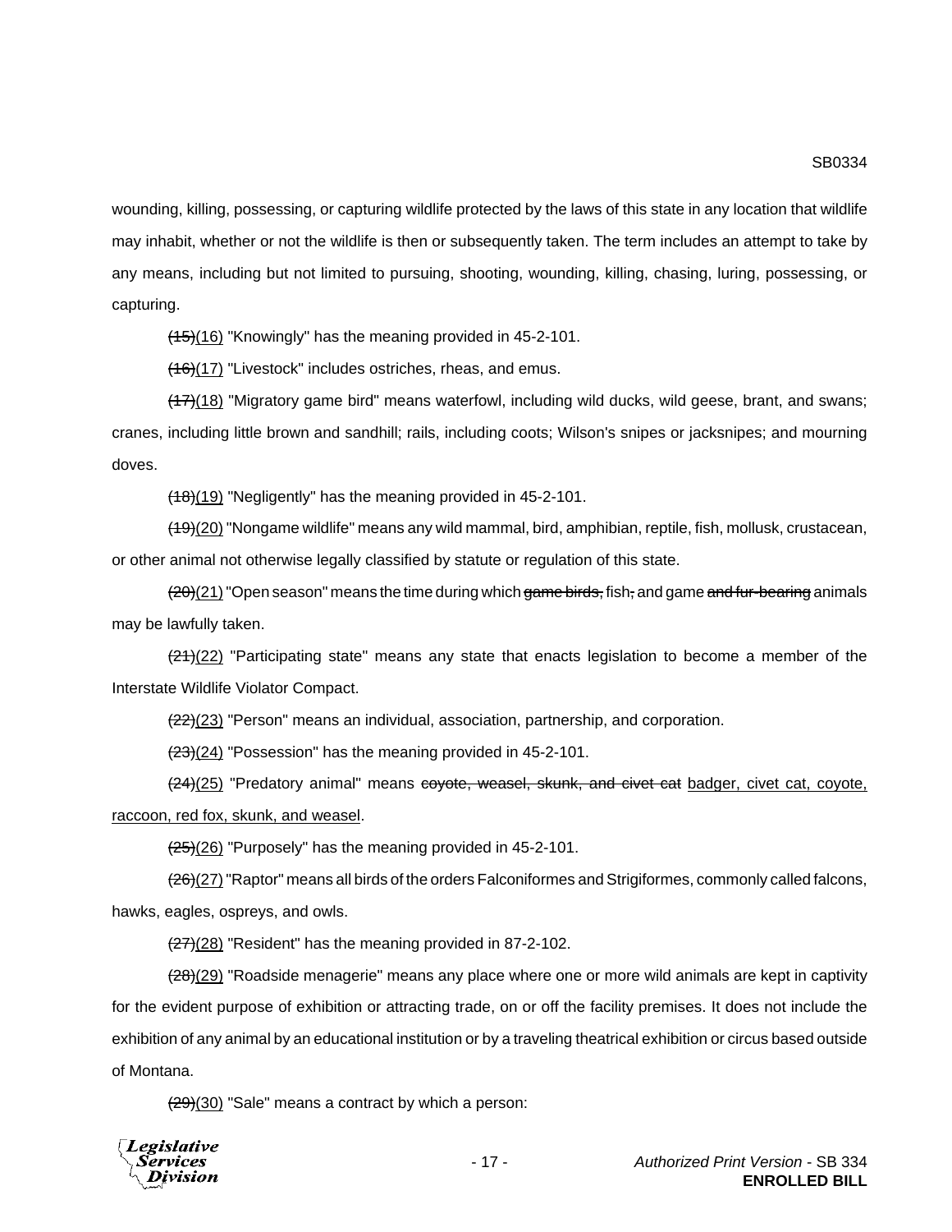wounding, killing, possessing, or capturing wildlife protected by the laws of this state in any location that wildlife may inhabit, whether or not the wildlife is then or subsequently taken. The term includes an attempt to take by any means, including but not limited to pursuing, shooting, wounding, killing, chasing, luring, possessing, or capturing.

~~(15)~~<u>(16)</u> "Knowingly" has the meaning provided in 45-2-101.

~~(16)~~<u>(17)</u> "Livestock" includes ostriches, rheas, and emus.

~~(17)~~<u>(18)</u> "Migratory game bird" means waterfowl, including wild ducks, wild geese, brant, and swans; cranes, including little brown and sandhill; rails, including coots; Wilson's snipes or jacksnipes; and mourning doves.

~~(18)~~<u>(19)</u> "Negligently" has the meaning provided in 45-2-101.

~~(19)~~<u>(20)</u> "Nongame wildlife" means any wild mammal, bird, amphibian, reptile, fish, mollusk, crustacean, or other animal not otherwise legally classified by statute or regulation of this state.

~~(20)~~<u>(21)</u> "Open season" means the time during which ~~game birds,~~ fish~~,~~ and game ~~and fur-bearing~~ animals may be lawfully taken.

~~(21)~~<u>(22)</u> "Participating state" means any state that enacts legislation to become a member of the Interstate Wildlife Violator Compact.

~~(22)~~<u>(23)</u> "Person" means an individual, association, partnership, and corporation.

~~(23)~~<u>(24)</u> "Possession" has the meaning provided in 45-2-101.

~~(24)~~<u>(25)</u> "Predatory animal" means ~~coyote, weasel, skunk, and civet cat~~ <u>badger, civet cat, coyote, raccoon, red fox, skunk, and weasel</u>.

~~(25)~~<u>(26)</u> "Purposely" has the meaning provided in 45-2-101.

~~(26)~~<u>(27)</u> "Raptor" means all birds of the orders Falconiformes and Strigiformes, commonly called falcons, hawks, eagles, ospreys, and owls.

~~(27)~~<u>(28)</u> "Resident" has the meaning provided in 87-2-102.

~~(28)~~<u>(29)</u> "Roadside menagerie" means any place where one or more wild animals are kept in captivity for the evident purpose of exhibition or attracting trade, on or off the facility premises. It does not include the exhibition of any animal by an educational institution or by a traveling theatrical exhibition or circus based outside of Montana.

~~(29)~~<u>(30)</u> "Sale" means a contract by which a person: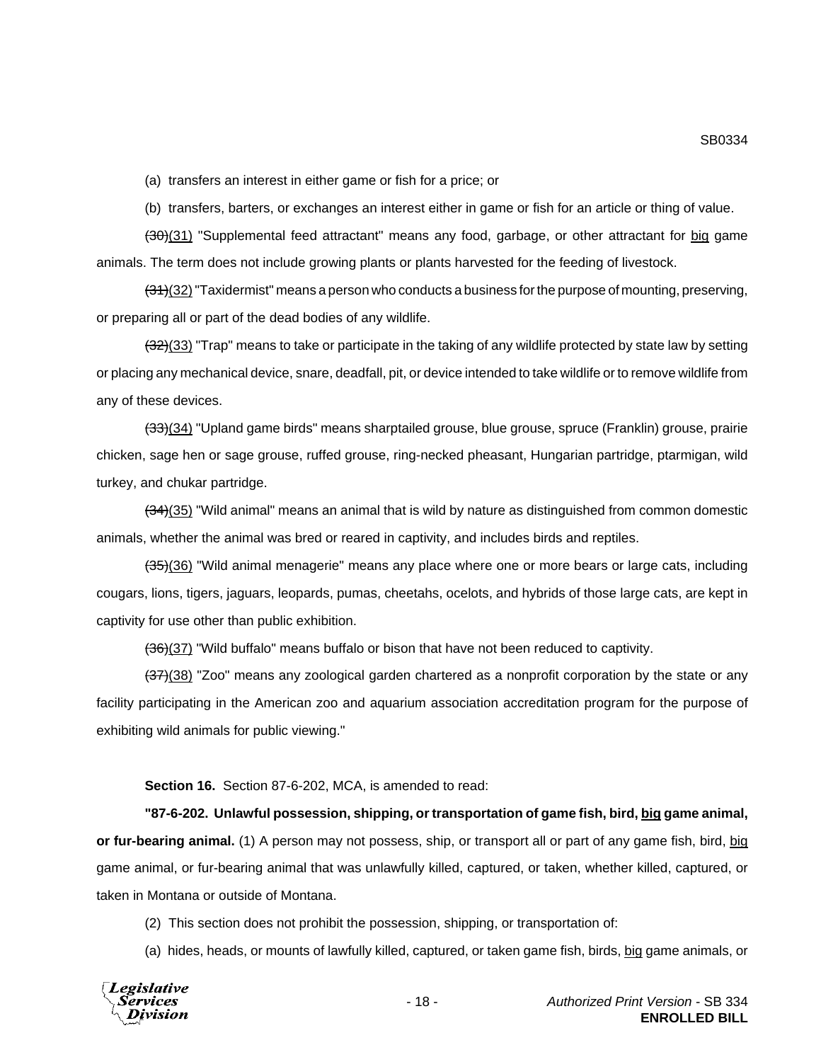(a) transfers an interest in either game or fish for a price; or

(b) transfers, barters, or exchanges an interest either in game or fish for an article or thing of value.

~~(30)~~(31) "Supplemental feed attractant" means any food, garbage, or other attractant for big game animals. The term does not include growing plants or plants harvested for the feeding of livestock.

~~(31)~~(32) "Taxidermist" means a person who conducts a business for the purpose of mounting, preserving, or preparing all or part of the dead bodies of any wildlife.

~~(32)~~(33) "Trap" means to take or participate in the taking of any wildlife protected by state law by setting or placing any mechanical device, snare, deadfall, pit, or device intended to take wildlife or to remove wildlife from any of these devices.

~~(33)~~(34) "Upland game birds" means sharptailed grouse, blue grouse, spruce (Franklin) grouse, prairie chicken, sage hen or sage grouse, ruffed grouse, ring-necked pheasant, Hungarian partridge, ptarmigan, wild turkey, and chukar partridge.

~~(34)~~(35) "Wild animal" means an animal that is wild by nature as distinguished from common domestic animals, whether the animal was bred or reared in captivity, and includes birds and reptiles.

~~(35)~~(36) "Wild animal menagerie" means any place where one or more bears or large cats, including cougars, lions, tigers, jaguars, leopards, pumas, cheetahs, ocelots, and hybrids of those large cats, are kept in captivity for use other than public exhibition.

~~(36)~~(37) "Wild buffalo" means buffalo or bison that have not been reduced to captivity.

~~(37)~~(38) "Zoo" means any zoological garden chartered as a nonprofit corporation by the state or any facility participating in the American zoo and aquarium association accreditation program for the purpose of exhibiting wild animals for public viewing."

**Section 16.** Section 87-6-202, MCA, is amended to read:

**"87-6-202. Unlawful possession, shipping, or transportation of game fish, bird, big game animal, or fur-bearing animal.** (1) A person may not possess, ship, or transport all or part of any game fish, bird, big game animal, or fur-bearing animal that was unlawfully killed, captured, or taken, whether killed, captured, or taken in Montana or outside of Montana.

(2) This section does not prohibit the possession, shipping, or transportation of:

(a) hides, heads, or mounts of lawfully killed, captured, or taken game fish, birds, big game animals, or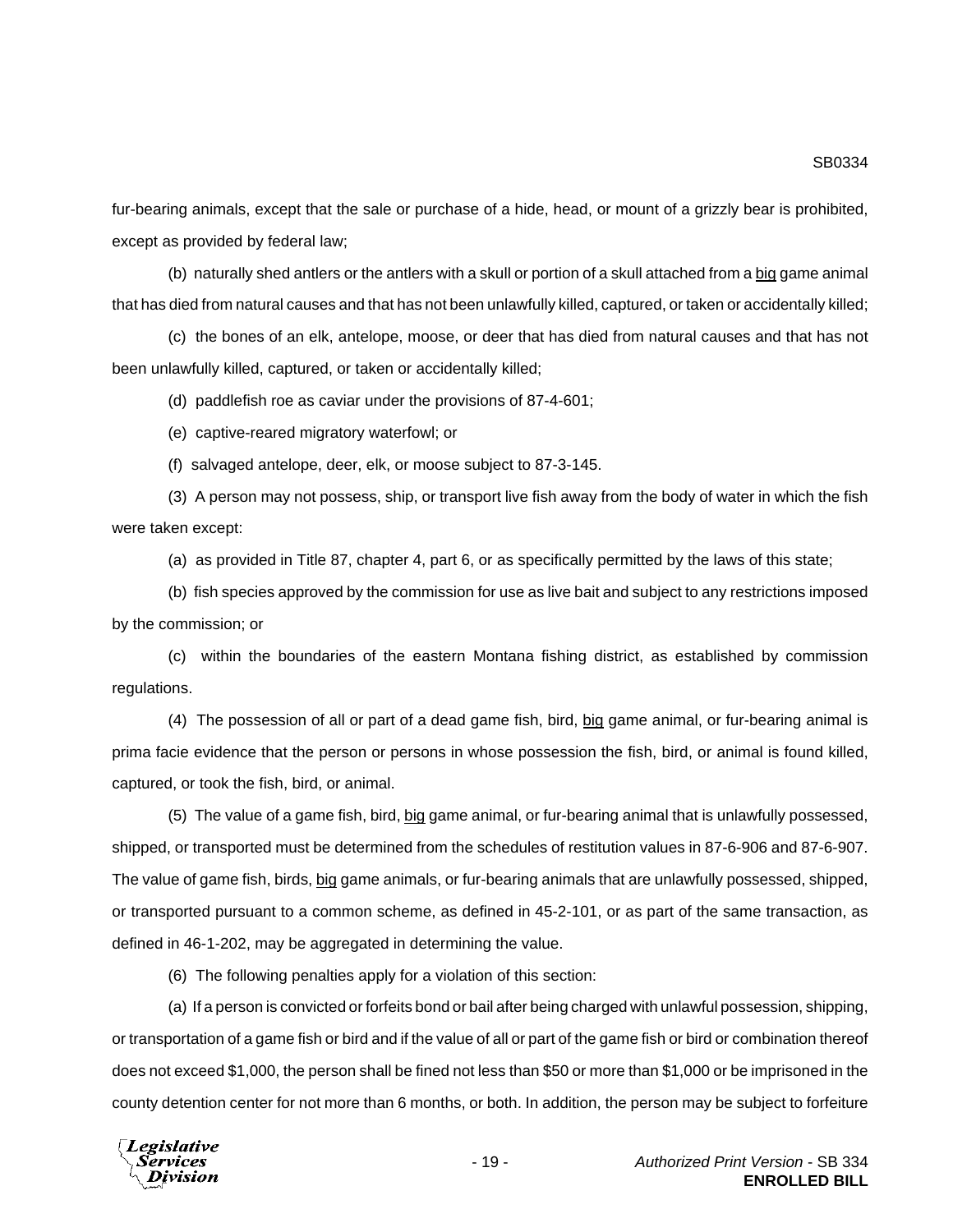fur-bearing animals, except that the sale or purchase of a hide, head, or mount of a grizzly bear is prohibited, except as provided by federal law;

(b) naturally shed antlers or the antlers with a skull or portion of a skull attached from a <u>big</u> game animal that has died from natural causes and that has not been unlawfully killed, captured, or taken or accidentally killed;

(c) the bones of an elk, antelope, moose, or deer that has died from natural causes and that has not been unlawfully killed, captured, or taken or accidentally killed;

(d) paddlefish roe as caviar under the provisions of 87-4-601;

(e) captive-reared migratory waterfowl; or

(f) salvaged antelope, deer, elk, or moose subject to 87-3-145.

(3) A person may not possess, ship, or transport live fish away from the body of water in which the fish were taken except:

(a) as provided in Title 87, chapter 4, part 6, or as specifically permitted by the laws of this state;

(b) fish species approved by the commission for use as live bait and subject to any restrictions imposed by the commission; or

(c) within the boundaries of the eastern Montana fishing district, as established by commission regulations.

(4) The possession of all or part of a dead game fish, bird, <u>big</u> game animal, or fur-bearing animal is prima facie evidence that the person or persons in whose possession the fish, bird, or animal is found killed, captured, or took the fish, bird, or animal.

(5) The value of a game fish, bird, <u>big</u> game animal, or fur-bearing animal that is unlawfully possessed, shipped, or transported must be determined from the schedules of restitution values in 87-6-906 and 87-6-907. The value of game fish, birds, <u>big</u> game animals, or fur-bearing animals that are unlawfully possessed, shipped, or transported pursuant to a common scheme, as defined in 45-2-101, or as part of the same transaction, as defined in 46-1-202, may be aggregated in determining the value.

(6) The following penalties apply for a violation of this section:

(a) If a person is convicted or forfeits bond or bail after being charged with unlawful possession, shipping, or transportation of a game fish or bird and if the value of all or part of the game fish or bird or combination thereof does not exceed $1,000, the person shall be fined not less than $50 or more than $1,000 or be imprisoned in the county detention center for not more than 6 months, or both. In addition, the person may be subject to forfeiture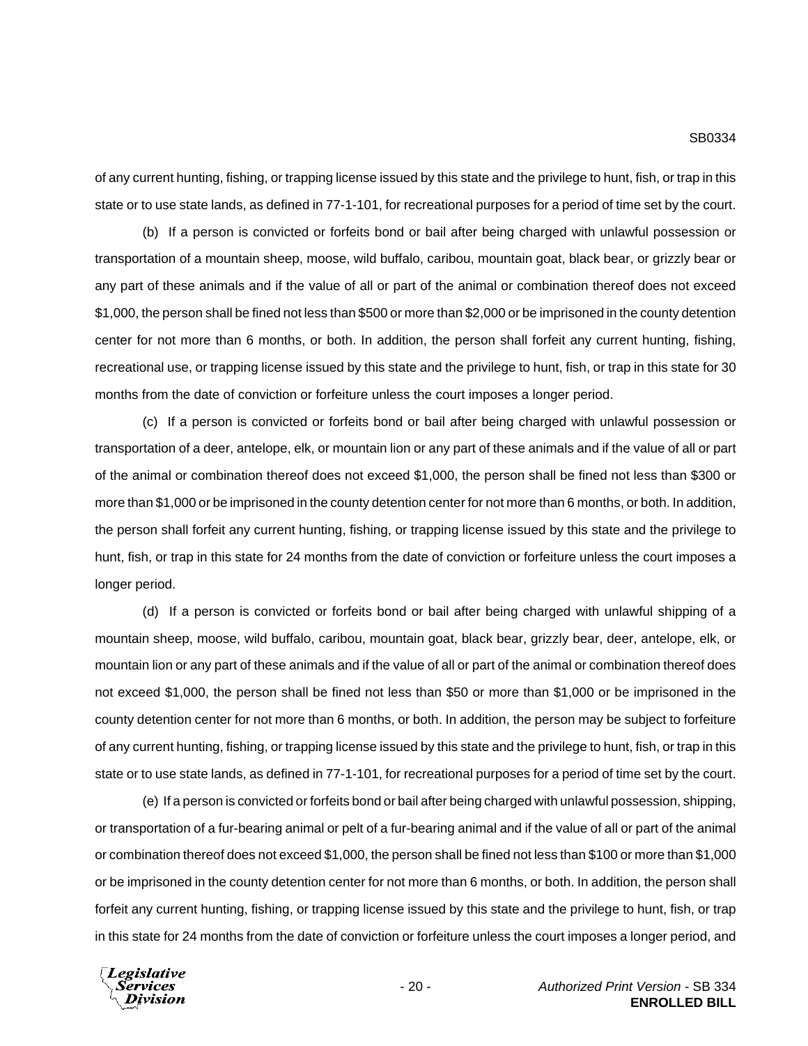of any current hunting, fishing, or trapping license issued by this state and the privilege to hunt, fish, or trap in this state or to use state lands, as defined in 77-1-101, for recreational purposes for a period of time set by the court.

(b) If a person is convicted or forfeits bond or bail after being charged with unlawful possession or transportation of a mountain sheep, moose, wild buffalo, caribou, mountain goat, black bear, or grizzly bear or any part of these animals and if the value of all or part of the animal or combination thereof does not exceed $1,000, the person shall be fined not less than $500 or more than $2,000 or be imprisoned in the county detention center for not more than 6 months, or both. In addition, the person shall forfeit any current hunting, fishing, recreational use, or trapping license issued by this state and the privilege to hunt, fish, or trap in this state for 30 months from the date of conviction or forfeiture unless the court imposes a longer period.

(c) If a person is convicted or forfeits bond or bail after being charged with unlawful possession or transportation of a deer, antelope, elk, or mountain lion or any part of these animals and if the value of all or part of the animal or combination thereof does not exceed $1,000, the person shall be fined not less than $300 or more than $1,000 or be imprisoned in the county detention center for not more than 6 months, or both. In addition, the person shall forfeit any current hunting, fishing, or trapping license issued by this state and the privilege to hunt, fish, or trap in this state for 24 months from the date of conviction or forfeiture unless the court imposes a longer period.

(d) If a person is convicted or forfeits bond or bail after being charged with unlawful shipping of a mountain sheep, moose, wild buffalo, caribou, mountain goat, black bear, grizzly bear, deer, antelope, elk, or mountain lion or any part of these animals and if the value of all or part of the animal or combination thereof does not exceed $1,000, the person shall be fined not less than $50 or more than $1,000 or be imprisoned in the county detention center for not more than 6 months, or both. In addition, the person may be subject to forfeiture of any current hunting, fishing, or trapping license issued by this state and the privilege to hunt, fish, or trap in this state or to use state lands, as defined in 77-1-101, for recreational purposes for a period of time set by the court.

(e) If a person is convicted or forfeits bond or bail after being charged with unlawful possession, shipping, or transportation of a fur-bearing animal or pelt of a fur-bearing animal and if the value of all or part of the animal or combination thereof does not exceed $1,000, the person shall be fined not less than $100 or more than $1,000 or be imprisoned in the county detention center for not more than 6 months, or both. In addition, the person shall forfeit any current hunting, fishing, or trapping license issued by this state and the privilege to hunt, fish, or trap in this state for 24 months from the date of conviction or forfeiture unless the court imposes a longer period, and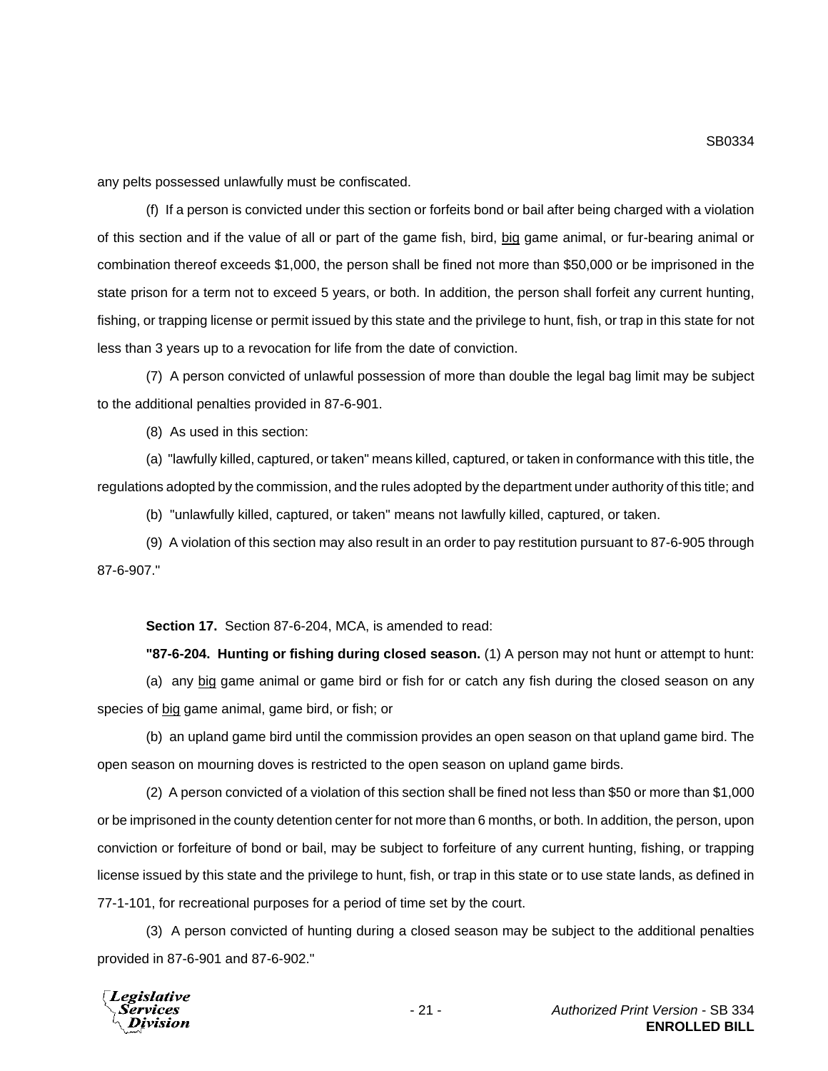any pelts possessed unlawfully must be confiscated.

(f) If a person is convicted under this section or forfeits bond or bail after being charged with a violation of this section and if the value of all or part of the game fish, bird, big game animal, or fur-bearing animal or combination thereof exceeds $1,000, the person shall be fined not more than $50,000 or be imprisoned in the state prison for a term not to exceed 5 years, or both. In addition, the person shall forfeit any current hunting, fishing, or trapping license or permit issued by this state and the privilege to hunt, fish, or trap in this state for not less than 3 years up to a revocation for life from the date of conviction.

(7) A person convicted of unlawful possession of more than double the legal bag limit may be subject to the additional penalties provided in 87-6-901.

(8) As used in this section:

(a) "lawfully killed, captured, or taken" means killed, captured, or taken in conformance with this title, the regulations adopted by the commission, and the rules adopted by the department under authority of this title; and

(b) "unlawfully killed, captured, or taken" means not lawfully killed, captured, or taken.

(9) A violation of this section may also result in an order to pay restitution pursuant to 87-6-905 through 87-6-907."

**Section 17.** Section 87-6-204, MCA, is amended to read:

**"87-6-204. Hunting or fishing during closed season.** (1) A person may not hunt or attempt to hunt:

(a) any big game animal or game bird or fish for or catch any fish during the closed season on any species of big game animal, game bird, or fish; or

(b) an upland game bird until the commission provides an open season on that upland game bird. The open season on mourning doves is restricted to the open season on upland game birds.

(2) A person convicted of a violation of this section shall be fined not less than $50 or more than $1,000 or be imprisoned in the county detention center for not more than 6 months, or both. In addition, the person, upon conviction or forfeiture of bond or bail, may be subject to forfeiture of any current hunting, fishing, or trapping license issued by this state and the privilege to hunt, fish, or trap in this state or to use state lands, as defined in 77-1-101, for recreational purposes for a period of time set by the court.

(3) A person convicted of hunting during a closed season may be subject to the additional penalties provided in 87-6-901 and 87-6-902."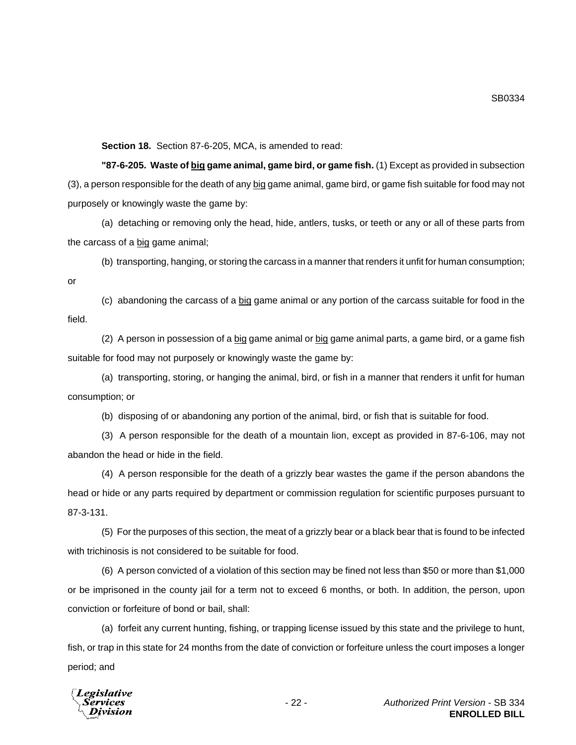**Section 18.** Section 87-6-205, MCA, is amended to read:

**"87-6-205. Waste of <u>big</u> game animal, game bird, or game fish.** (1) Except as provided in subsection (3), a person responsible for the death of any <u>big</u> game animal, game bird, or game fish suitable for food may not purposely or knowingly waste the game by:

(a) detaching or removing only the head, hide, antlers, tusks, or teeth or any or all of these parts from the carcass of a <u>big</u> game animal;

(b) transporting, hanging, or storing the carcass in a manner that renders it unfit for human consumption; or

(c) abandoning the carcass of a <u>big</u> game animal or any portion of the carcass suitable for food in the field.

(2) A person in possession of a <u>big</u> game animal or <u>big</u> game animal parts, a game bird, or a game fish suitable for food may not purposely or knowingly waste the game by:

(a) transporting, storing, or hanging the animal, bird, or fish in a manner that renders it unfit for human consumption; or

(b) disposing of or abandoning any portion of the animal, bird, or fish that is suitable for food.

(3) A person responsible for the death of a mountain lion, except as provided in 87-6-106, may not abandon the head or hide in the field.

(4) A person responsible for the death of a grizzly bear wastes the game if the person abandons the head or hide or any parts required by department or commission regulation for scientific purposes pursuant to 87-3-131.

(5) For the purposes of this section, the meat of a grizzly bear or a black bear that is found to be infected with trichinosis is not considered to be suitable for food.

(6) A person convicted of a violation of this section may be fined not less than $50 or more than $1,000 or be imprisoned in the county jail for a term not to exceed 6 months, or both. In addition, the person, upon conviction or forfeiture of bond or bail, shall:

(a) forfeit any current hunting, fishing, or trapping license issued by this state and the privilege to hunt, fish, or trap in this state for 24 months from the date of conviction or forfeiture unless the court imposes a longer period; and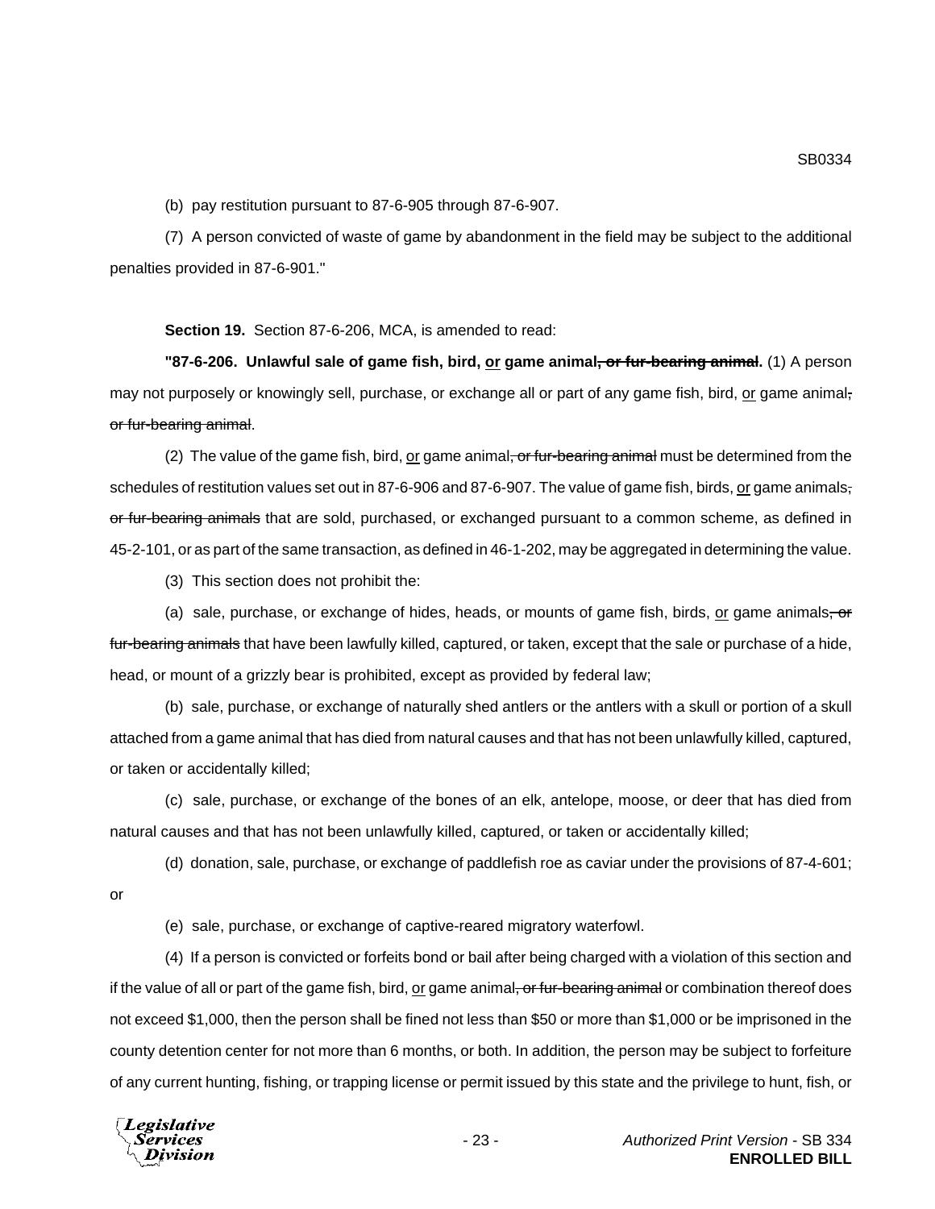(b) pay restitution pursuant to 87-6-905 through 87-6-907.

(7) A person convicted of waste of game by abandonment in the field may be subject to the additional penalties provided in 87-6-901."

**Section 19.** Section 87-6-206, MCA, is amended to read:

**"87-6-206. Unlawful sale of game fish, bird, <u>or</u> game animal~~, or fur-bearing animal~~.** (1) A person may not purposely or knowingly sell, purchase, or exchange all or part of any game fish, bird, <u>or</u> game animal~~, or fur-bearing animal~~.

(2) The value of the game fish, bird, <u>or</u> game animal~~, or fur-bearing animal~~ must be determined from the schedules of restitution values set out in 87-6-906 and 87-6-907. The value of game fish, birds, <u>or</u> game animals~~, or fur-bearing animals~~ that are sold, purchased, or exchanged pursuant to a common scheme, as defined in 45-2-101, or as part of the same transaction, as defined in 46-1-202, may be aggregated in determining the value.

(3) This section does not prohibit the:

(a) sale, purchase, or exchange of hides, heads, or mounts of game fish, birds, <u>or</u> game animals~~, or fur-bearing animals~~ that have been lawfully killed, captured, or taken, except that the sale or purchase of a hide, head, or mount of a grizzly bear is prohibited, except as provided by federal law;

(b) sale, purchase, or exchange of naturally shed antlers or the antlers with a skull or portion of a skull attached from a game animal that has died from natural causes and that has not been unlawfully killed, captured, or taken or accidentally killed;

(c) sale, purchase, or exchange of the bones of an elk, antelope, moose, or deer that has died from natural causes and that has not been unlawfully killed, captured, or taken or accidentally killed;

(d) donation, sale, purchase, or exchange of paddlefish roe as caviar under the provisions of 87-4-601; or

(e) sale, purchase, or exchange of captive-reared migratory waterfowl.

(4) If a person is convicted or forfeits bond or bail after being charged with a violation of this section and if the value of all or part of the game fish, bird, <u>or</u> game animal~~, or fur-bearing animal~~ or combination thereof does not exceed $1,000, then the person shall be fined not less than $50 or more than $1,000 or be imprisoned in the county detention center for not more than 6 months, or both. In addition, the person may be subject to forfeiture of any current hunting, fishing, or trapping license or permit issued by this state and the privilege to hunt, fish, or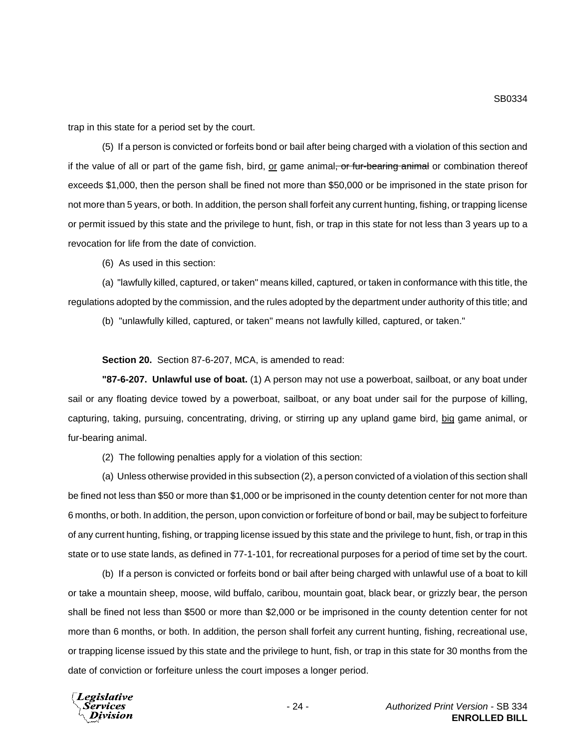trap in this state for a period set by the court.

(5) If a person is convicted or forfeits bond or bail after being charged with a violation of this section and if the value of all or part of the game fish, bird, <u>or</u> game animal~~, or fur-bearing animal~~ or combination thereof exceeds $1,000, then the person shall be fined not more than $50,000 or be imprisoned in the state prison for not more than 5 years, or both. In addition, the person shall forfeit any current hunting, fishing, or trapping license or permit issued by this state and the privilege to hunt, fish, or trap in this state for not less than 3 years up to a revocation for life from the date of conviction.

(6) As used in this section:

(a) "lawfully killed, captured, or taken" means killed, captured, or taken in conformance with this title, the regulations adopted by the commission, and the rules adopted by the department under authority of this title; and

(b) "unlawfully killed, captured, or taken" means not lawfully killed, captured, or taken."

**Section 20.** Section 87-6-207, MCA, is amended to read:

**"87-6-207. Unlawful use of boat.** (1) A person may not use a powerboat, sailboat, or any boat under sail or any floating device towed by a powerboat, sailboat, or any boat under sail for the purpose of killing, capturing, taking, pursuing, concentrating, driving, or stirring up any upland game bird, <u>big</u> game animal, or fur-bearing animal.

(2) The following penalties apply for a violation of this section:

(a) Unless otherwise provided in this subsection (2), a person convicted of a violation of this section shall be fined not less than $50 or more than $1,000 or be imprisoned in the county detention center for not more than 6 months, or both. In addition, the person, upon conviction or forfeiture of bond or bail, may be subject to forfeiture of any current hunting, fishing, or trapping license issued by this state and the privilege to hunt, fish, or trap in this state or to use state lands, as defined in 77-1-101, for recreational purposes for a period of time set by the court.

(b) If a person is convicted or forfeits bond or bail after being charged with unlawful use of a boat to kill or take a mountain sheep, moose, wild buffalo, caribou, mountain goat, black bear, or grizzly bear, the person shall be fined not less than $500 or more than $2,000 or be imprisoned in the county detention center for not more than 6 months, or both. In addition, the person shall forfeit any current hunting, fishing, recreational use, or trapping license issued by this state and the privilege to hunt, fish, or trap in this state for 30 months from the date of conviction or forfeiture unless the court imposes a longer period.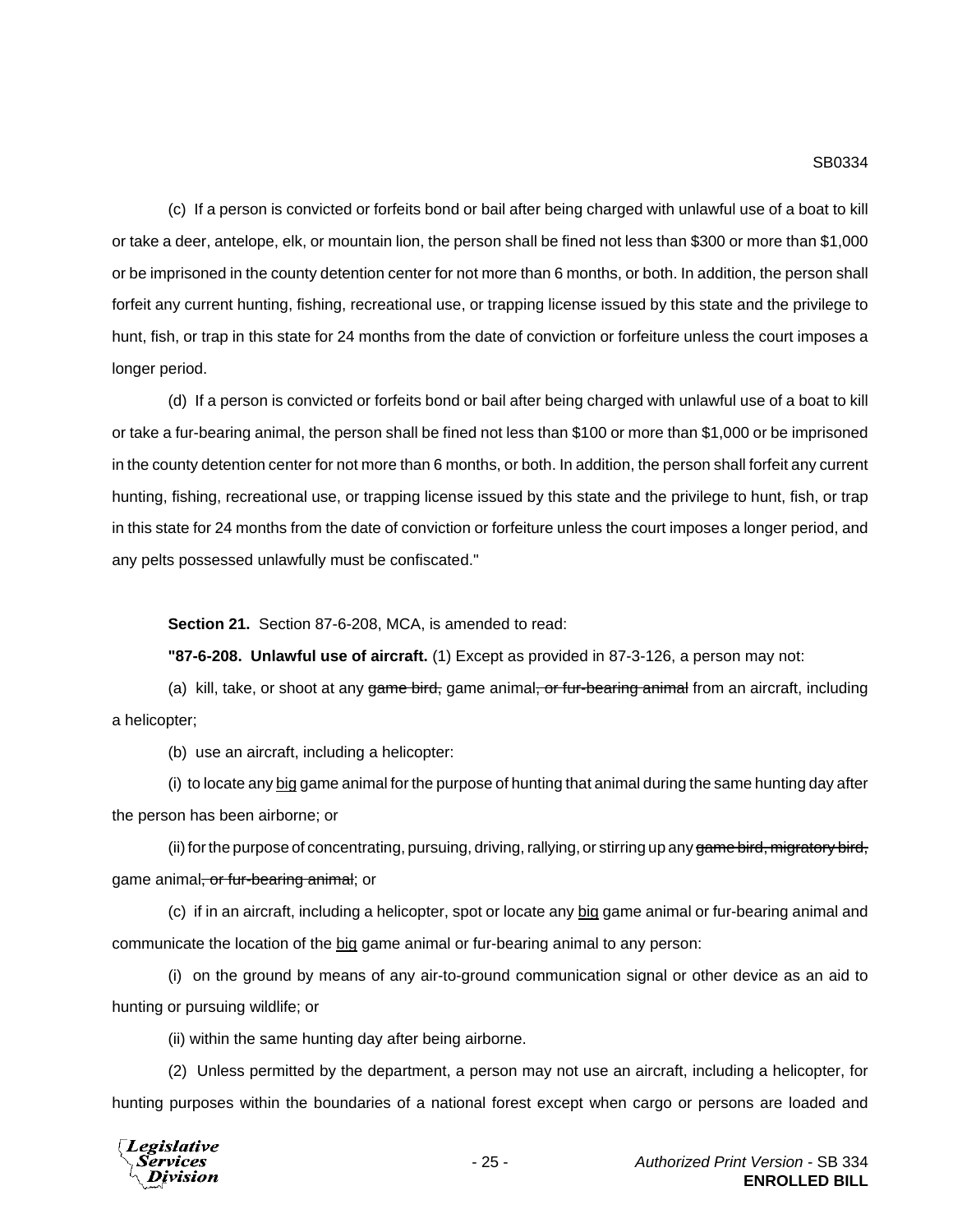(c) If a person is convicted or forfeits bond or bail after being charged with unlawful use of a boat to kill or take a deer, antelope, elk, or mountain lion, the person shall be fined not less than $300 or more than $1,000 or be imprisoned in the county detention center for not more than 6 months, or both. In addition, the person shall forfeit any current hunting, fishing, recreational use, or trapping license issued by this state and the privilege to hunt, fish, or trap in this state for 24 months from the date of conviction or forfeiture unless the court imposes a longer period.

(d) If a person is convicted or forfeits bond or bail after being charged with unlawful use of a boat to kill or take a fur-bearing animal, the person shall be fined not less than $100 or more than $1,000 or be imprisoned in the county detention center for not more than 6 months, or both. In addition, the person shall forfeit any current hunting, fishing, recreational use, or trapping license issued by this state and the privilege to hunt, fish, or trap in this state for 24 months from the date of conviction or forfeiture unless the court imposes a longer period, and any pelts possessed unlawfully must be confiscated."

**Section 21.** Section 87-6-208, MCA, is amended to read:

**"87-6-208. Unlawful use of aircraft.** (1) Except as provided in 87-3-126, a person may not:

(a) kill, take, or shoot at any ~~game bird,~~ game animal~~, or fur-bearing animal~~ from an aircraft, including a helicopter;

(b) use an aircraft, including a helicopter:

(i) to locate any <u>big</u> game animal for the purpose of hunting that animal during the same hunting day after the person has been airborne; or

(ii) for the purpose of concentrating, pursuing, driving, rallying, or stirring up any ~~game bird, migratory bird,~~ game animal~~, or fur-bearing animal~~; or

(c) if in an aircraft, including a helicopter, spot or locate any <u>big</u> game animal or fur-bearing animal and communicate the location of the <u>big</u> game animal or fur-bearing animal to any person:

(i) on the ground by means of any air-to-ground communication signal or other device as an aid to hunting or pursuing wildlife; or

(ii) within the same hunting day after being airborne.

(2) Unless permitted by the department, a person may not use an aircraft, including a helicopter, for hunting purposes within the boundaries of a national forest except when cargo or persons are loaded and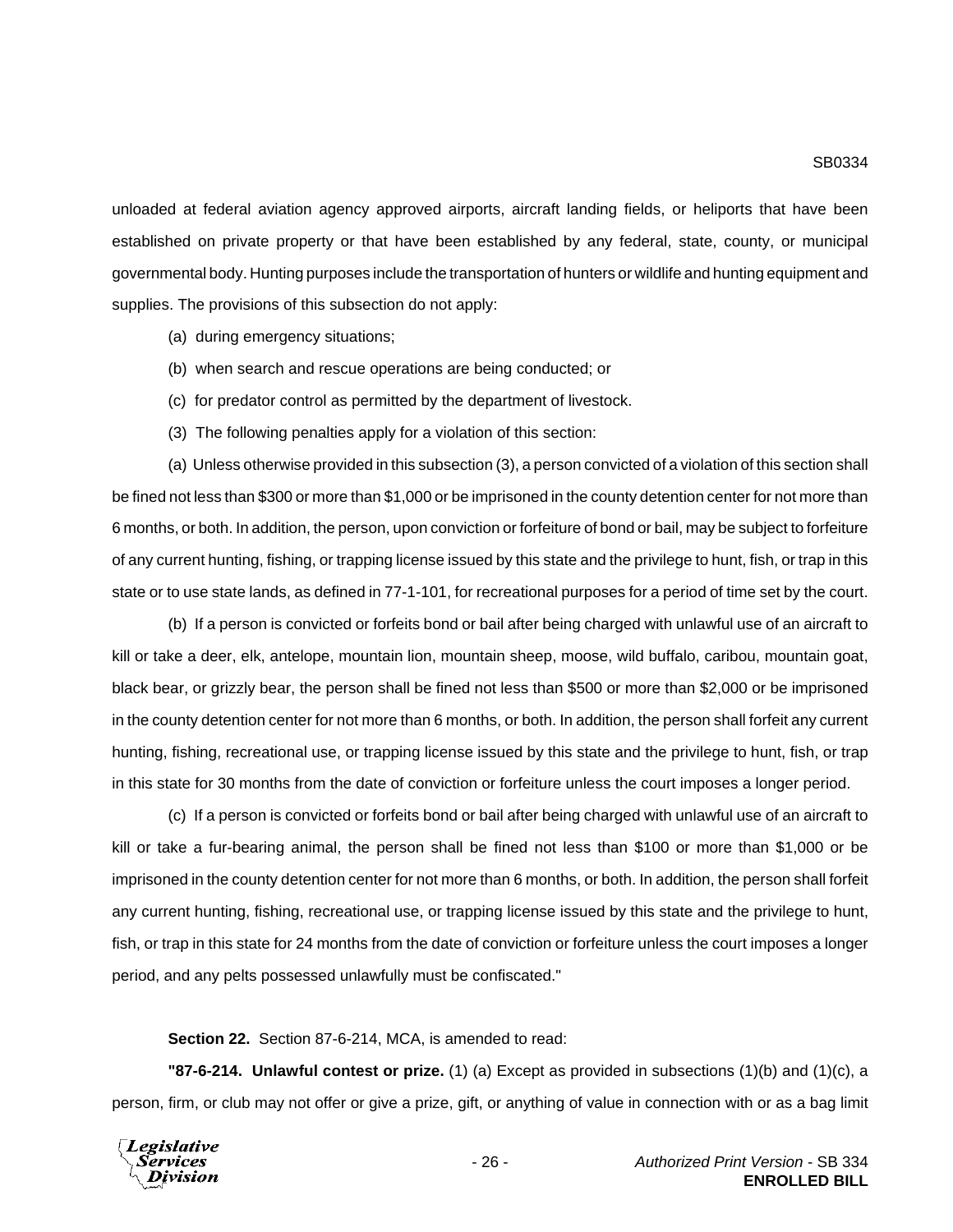unloaded at federal aviation agency approved airports, aircraft landing fields, or heliports that have been established on private property or that have been established by any federal, state, county, or municipal governmental body. Hunting purposes include the transportation of hunters or wildlife and hunting equipment and supplies. The provisions of this subsection do not apply:

(a) during emergency situations;

(b) when search and rescue operations are being conducted; or

(c) for predator control as permitted by the department of livestock.

(3) The following penalties apply for a violation of this section:

(a) Unless otherwise provided in this subsection (3), a person convicted of a violation of this section shall be fined not less than $300 or more than $1,000 or be imprisoned in the county detention center for not more than 6 months, or both. In addition, the person, upon conviction or forfeiture of bond or bail, may be subject to forfeiture of any current hunting, fishing, or trapping license issued by this state and the privilege to hunt, fish, or trap in this state or to use state lands, as defined in 77-1-101, for recreational purposes for a period of time set by the court.

(b) If a person is convicted or forfeits bond or bail after being charged with unlawful use of an aircraft to kill or take a deer, elk, antelope, mountain lion, mountain sheep, moose, wild buffalo, caribou, mountain goat, black bear, or grizzly bear, the person shall be fined not less than $500 or more than $2,000 or be imprisoned in the county detention center for not more than 6 months, or both. In addition, the person shall forfeit any current hunting, fishing, recreational use, or trapping license issued by this state and the privilege to hunt, fish, or trap in this state for 30 months from the date of conviction or forfeiture unless the court imposes a longer period.

(c) If a person is convicted or forfeits bond or bail after being charged with unlawful use of an aircraft to kill or take a fur-bearing animal, the person shall be fined not less than $100 or more than $1,000 or be imprisoned in the county detention center for not more than 6 months, or both. In addition, the person shall forfeit any current hunting, fishing, recreational use, or trapping license issued by this state and the privilege to hunt, fish, or trap in this state for 24 months from the date of conviction or forfeiture unless the court imposes a longer period, and any pelts possessed unlawfully must be confiscated."

**Section 22.** Section 87-6-214, MCA, is amended to read:

**"87-6-214. Unlawful contest or prize.** (1) (a) Except as provided in subsections (1)(b) and (1)(c), a person, firm, or club may not offer or give a prize, gift, or anything of value in connection with or as a bag limit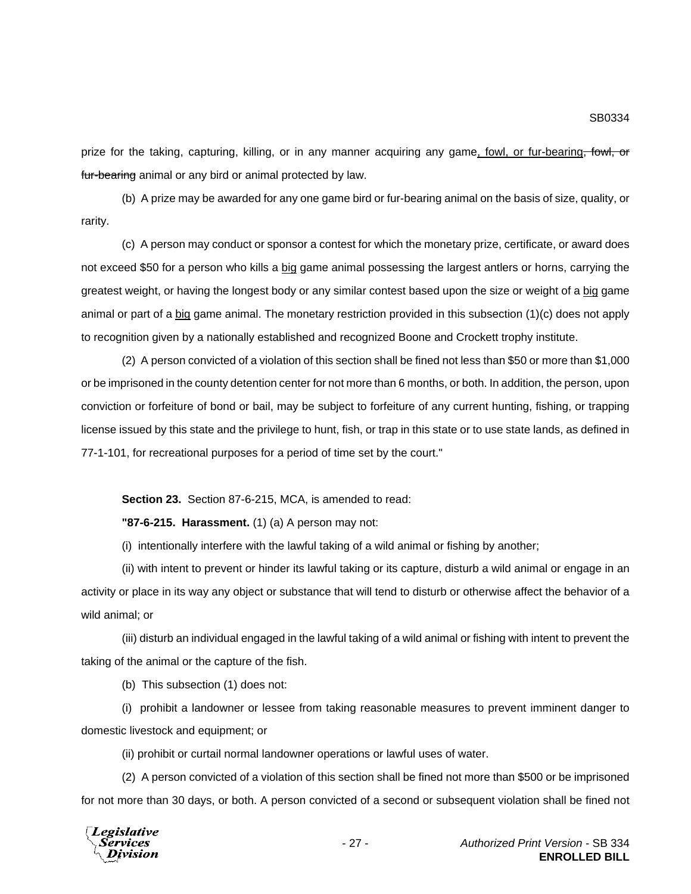prize for the taking, capturing, killing, or in any manner acquiring any game<u>, fowl, or fur-bearing</u>~~, fowl, or fur-bearing~~ animal or any bird or animal protected by law.

(b) A prize may be awarded for any one game bird or fur-bearing animal on the basis of size, quality, or rarity.

(c) A person may conduct or sponsor a contest for which the monetary prize, certificate, or award does not exceed $50 for a person who kills a <u>big</u> game animal possessing the largest antlers or horns, carrying the greatest weight, or having the longest body or any similar contest based upon the size or weight of a <u>big</u> game animal or part of a <u>big</u> game animal. The monetary restriction provided in this subsection (1)(c) does not apply to recognition given by a nationally established and recognized Boone and Crockett trophy institute.

(2) A person convicted of a violation of this section shall be fined not less than $50 or more than $1,000 or be imprisoned in the county detention center for not more than 6 months, or both. In addition, the person, upon conviction or forfeiture of bond or bail, may be subject to forfeiture of any current hunting, fishing, or trapping license issued by this state and the privilege to hunt, fish, or trap in this state or to use state lands, as defined in 77-1-101, for recreational purposes for a period of time set by the court."

**Section 23.** Section 87-6-215, MCA, is amended to read:

**"87-6-215. Harassment.** (1) (a) A person may not:

(i) intentionally interfere with the lawful taking of a wild animal or fishing by another;

(ii) with intent to prevent or hinder its lawful taking or its capture, disturb a wild animal or engage in an activity or place in its way any object or substance that will tend to disturb or otherwise affect the behavior of a wild animal; or

(iii) disturb an individual engaged in the lawful taking of a wild animal or fishing with intent to prevent the taking of the animal or the capture of the fish.

(b) This subsection (1) does not:

(i) prohibit a landowner or lessee from taking reasonable measures to prevent imminent danger to domestic livestock and equipment; or

(ii) prohibit or curtail normal landowner operations or lawful uses of water.

(2) A person convicted of a violation of this section shall be fined not more than $500 or be imprisoned for not more than 30 days, or both. A person convicted of a second or subsequent violation shall be fined not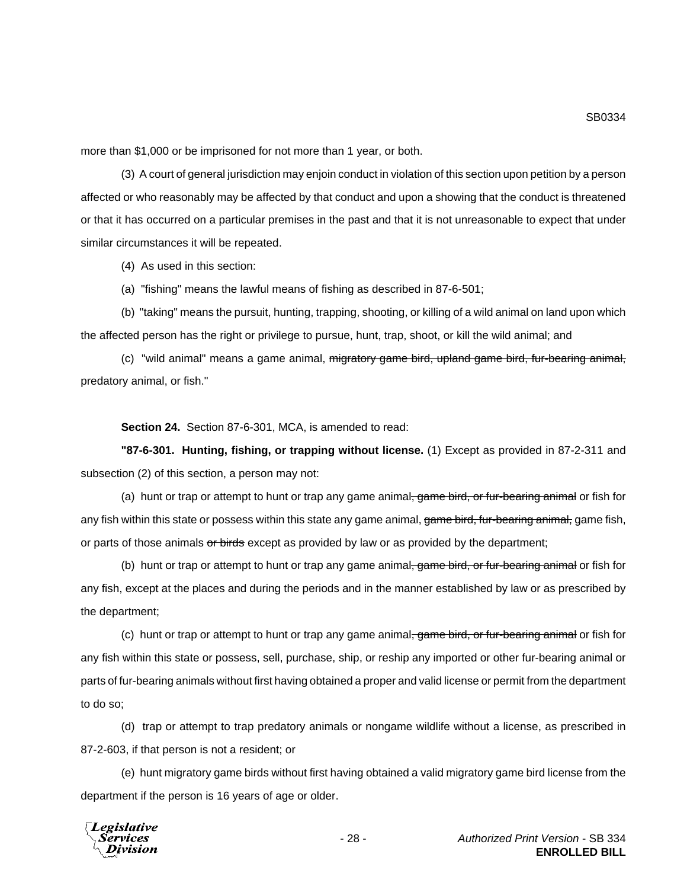more than $1,000 or be imprisoned for not more than 1 year, or both.

(3) A court of general jurisdiction may enjoin conduct in violation of this section upon petition by a person affected or who reasonably may be affected by that conduct and upon a showing that the conduct is threatened or that it has occurred on a particular premises in the past and that it is not unreasonable to expect that under similar circumstances it will be repeated.

(4) As used in this section:

(a) "fishing" means the lawful means of fishing as described in 87-6-501;

(b) "taking" means the pursuit, hunting, trapping, shooting, or killing of a wild animal on land upon which the affected person has the right or privilege to pursue, hunt, trap, shoot, or kill the wild animal; and

(c) "wild animal" means a game animal, ~~migratory game bird, upland game bird, fur-bearing animal,~~ predatory animal, or fish."

**Section 24.** Section 87-6-301, MCA, is amended to read:

**"87-6-301. Hunting, fishing, or trapping without license.** (1) Except as provided in 87-2-311 and subsection (2) of this section, a person may not:

(a) hunt or trap or attempt to hunt or trap any game animal~~, game bird, or fur-bearing animal~~ or fish for any fish within this state or possess within this state any game animal, ~~game bird, fur-bearing animal,~~ game fish, or parts of those animals ~~or birds~~ except as provided by law or as provided by the department;

(b) hunt or trap or attempt to hunt or trap any game animal~~, game bird, or fur-bearing animal~~ or fish for any fish, except at the places and during the periods and in the manner established by law or as prescribed by the department;

(c) hunt or trap or attempt to hunt or trap any game animal~~, game bird, or fur-bearing animal~~ or fish for any fish within this state or possess, sell, purchase, ship, or reship any imported or other fur-bearing animal or parts of fur-bearing animals without first having obtained a proper and valid license or permit from the department to do so;

(d) trap or attempt to trap predatory animals or nongame wildlife without a license, as prescribed in 87-2-603, if that person is not a resident; or

(e) hunt migratory game birds without first having obtained a valid migratory game bird license from the department if the person is 16 years of age or older.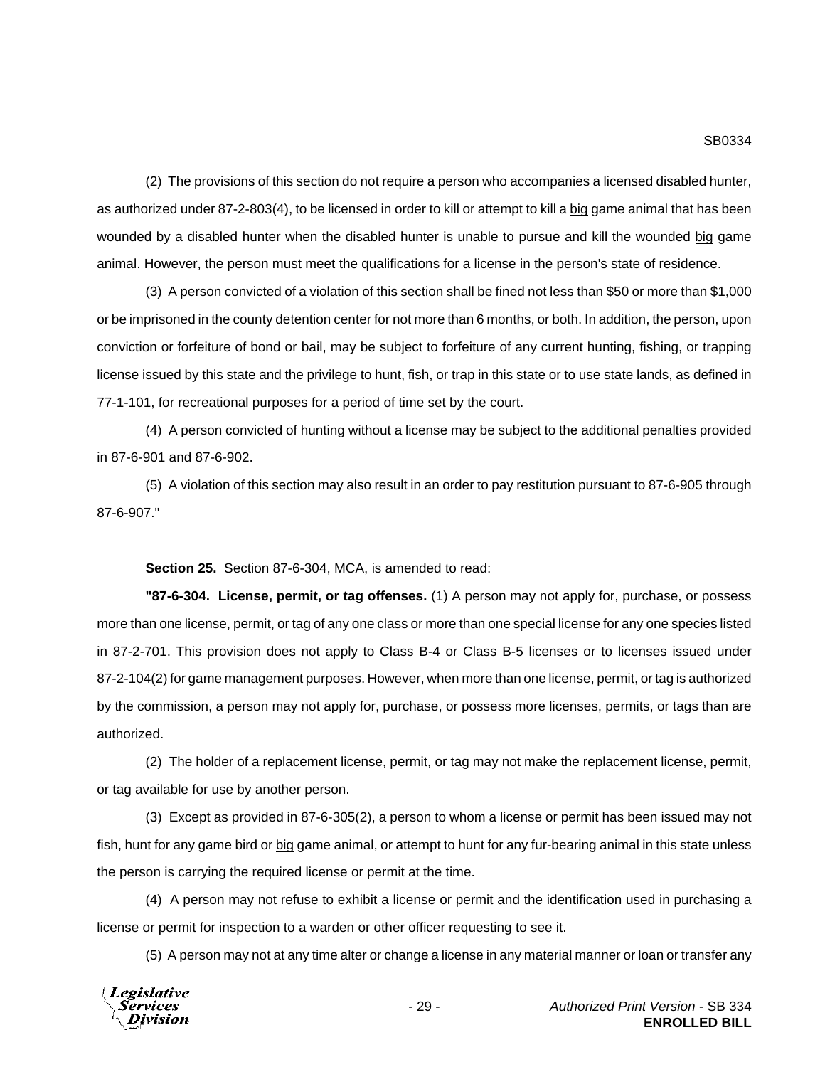(2) The provisions of this section do not require a person who accompanies a licensed disabled hunter, as authorized under 87-2-803(4), to be licensed in order to kill or attempt to kill a big game animal that has been wounded by a disabled hunter when the disabled hunter is unable to pursue and kill the wounded big game animal. However, the person must meet the qualifications for a license in the person's state of residence.

(3) A person convicted of a violation of this section shall be fined not less than $50 or more than $1,000 or be imprisoned in the county detention center for not more than 6 months, or both. In addition, the person, upon conviction or forfeiture of bond or bail, may be subject to forfeiture of any current hunting, fishing, or trapping license issued by this state and the privilege to hunt, fish, or trap in this state or to use state lands, as defined in 77-1-101, for recreational purposes for a period of time set by the court.

(4) A person convicted of hunting without a license may be subject to the additional penalties provided in 87-6-901 and 87-6-902.

(5) A violation of this section may also result in an order to pay restitution pursuant to 87-6-905 through 87-6-907."

**Section 25.** Section 87-6-304, MCA, is amended to read:

**"87-6-304. License, permit, or tag offenses.** (1) A person may not apply for, purchase, or possess more than one license, permit, or tag of any one class or more than one special license for any one species listed in 87-2-701. This provision does not apply to Class B-4 or Class B-5 licenses or to licenses issued under 87-2-104(2) for game management purposes. However, when more than one license, permit, or tag is authorized by the commission, a person may not apply for, purchase, or possess more licenses, permits, or tags than are authorized.

(2) The holder of a replacement license, permit, or tag may not make the replacement license, permit, or tag available for use by another person.

(3) Except as provided in 87-6-305(2), a person to whom a license or permit has been issued may not fish, hunt for any game bird or big game animal, or attempt to hunt for any fur-bearing animal in this state unless the person is carrying the required license or permit at the time.

(4) A person may not refuse to exhibit a license or permit and the identification used in purchasing a license or permit for inspection to a warden or other officer requesting to see it.

(5) A person may not at any time alter or change a license in any material manner or loan or transfer any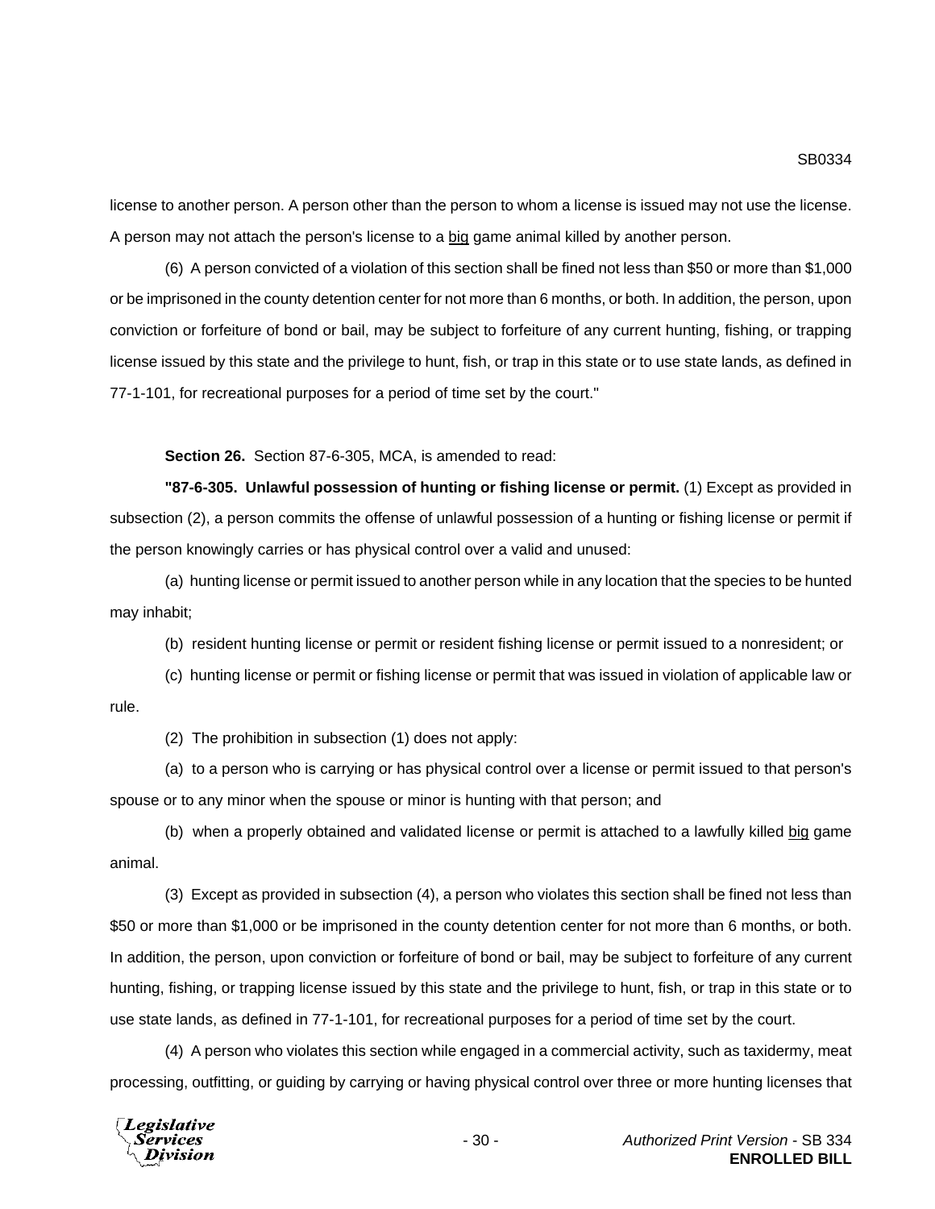license to another person. A person other than the person to whom a license is issued may not use the license. A person may not attach the person's license to a big game animal killed by another person.

(6) A person convicted of a violation of this section shall be fined not less than $50 or more than $1,000 or be imprisoned in the county detention center for not more than 6 months, or both. In addition, the person, upon conviction or forfeiture of bond or bail, may be subject to forfeiture of any current hunting, fishing, or trapping license issued by this state and the privilege to hunt, fish, or trap in this state or to use state lands, as defined in 77-1-101, for recreational purposes for a period of time set by the court."

**Section 26.** Section 87-6-305, MCA, is amended to read:

**"87-6-305. Unlawful possession of hunting or fishing license or permit.** (1) Except as provided in subsection (2), a person commits the offense of unlawful possession of a hunting or fishing license or permit if the person knowingly carries or has physical control over a valid and unused:

(a) hunting license or permit issued to another person while in any location that the species to be hunted may inhabit;

(b) resident hunting license or permit or resident fishing license or permit issued to a nonresident; or

(c) hunting license or permit or fishing license or permit that was issued in violation of applicable law or rule.

(2) The prohibition in subsection (1) does not apply:

(a) to a person who is carrying or has physical control over a license or permit issued to that person's spouse or to any minor when the spouse or minor is hunting with that person; and

(b) when a properly obtained and validated license or permit is attached to a lawfully killed big game animal.

(3) Except as provided in subsection (4), a person who violates this section shall be fined not less than $50 or more than $1,000 or be imprisoned in the county detention center for not more than 6 months, or both. In addition, the person, upon conviction or forfeiture of bond or bail, may be subject to forfeiture of any current hunting, fishing, or trapping license issued by this state and the privilege to hunt, fish, or trap in this state or to use state lands, as defined in 77-1-101, for recreational purposes for a period of time set by the court.

(4) A person who violates this section while engaged in a commercial activity, such as taxidermy, meat processing, outfitting, or guiding by carrying or having physical control over three or more hunting licenses that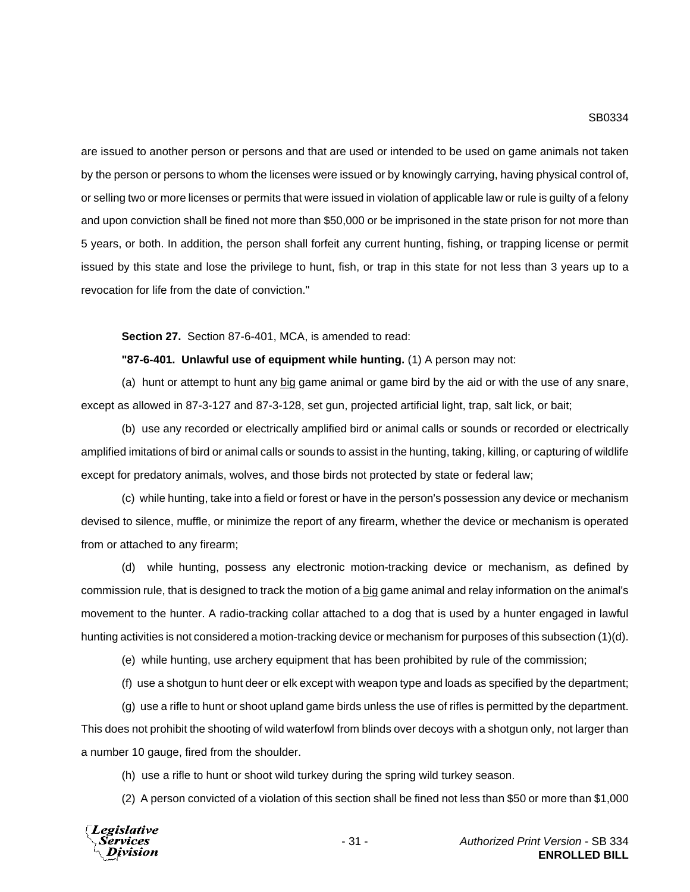are issued to another person or persons and that are used or intended to be used on game animals not taken by the person or persons to whom the licenses were issued or by knowingly carrying, having physical control of, or selling two or more licenses or permits that were issued in violation of applicable law or rule is guilty of a felony and upon conviction shall be fined not more than $50,000 or be imprisoned in the state prison for not more than 5 years, or both. In addition, the person shall forfeit any current hunting, fishing, or trapping license or permit issued by this state and lose the privilege to hunt, fish, or trap in this state for not less than 3 years up to a revocation for life from the date of conviction."

**Section 27.** Section 87-6-401, MCA, is amended to read:

**"87-6-401. Unlawful use of equipment while hunting.** (1) A person may not:

(a) hunt or attempt to hunt any <u>big</u> game animal or game bird by the aid or with the use of any snare, except as allowed in 87-3-127 and 87-3-128, set gun, projected artificial light, trap, salt lick, or bait;

(b) use any recorded or electrically amplified bird or animal calls or sounds or recorded or electrically amplified imitations of bird or animal calls or sounds to assist in the hunting, taking, killing, or capturing of wildlife except for predatory animals, wolves, and those birds not protected by state or federal law;

(c) while hunting, take into a field or forest or have in the person's possession any device or mechanism devised to silence, muffle, or minimize the report of any firearm, whether the device or mechanism is operated from or attached to any firearm;

(d) while hunting, possess any electronic motion-tracking device or mechanism, as defined by commission rule, that is designed to track the motion of a <u>big</u> game animal and relay information on the animal's movement to the hunter. A radio-tracking collar attached to a dog that is used by a hunter engaged in lawful hunting activities is not considered a motion-tracking device or mechanism for purposes of this subsection (1)(d).

(e) while hunting, use archery equipment that has been prohibited by rule of the commission;

(f) use a shotgun to hunt deer or elk except with weapon type and loads as specified by the department;

(g) use a rifle to hunt or shoot upland game birds unless the use of rifles is permitted by the department. This does not prohibit the shooting of wild waterfowl from blinds over decoys with a shotgun only, not larger than a number 10 gauge, fired from the shoulder.

(h) use a rifle to hunt or shoot wild turkey during the spring wild turkey season.

(2) A person convicted of a violation of this section shall be fined not less than $50 or more than $1,000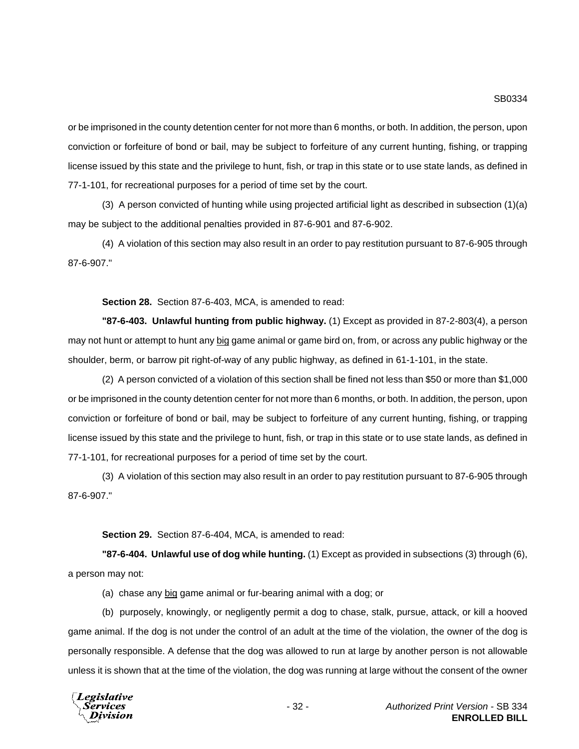or be imprisoned in the county detention center for not more than 6 months, or both. In addition, the person, upon conviction or forfeiture of bond or bail, may be subject to forfeiture of any current hunting, fishing, or trapping license issued by this state and the privilege to hunt, fish, or trap in this state or to use state lands, as defined in 77-1-101, for recreational purposes for a period of time set by the court.

(3) A person convicted of hunting while using projected artificial light as described in subsection (1)(a) may be subject to the additional penalties provided in 87-6-901 and 87-6-902.

(4) A violation of this section may also result in an order to pay restitution pursuant to 87-6-905 through 87-6-907."

**Section 28.** Section 87-6-403, MCA, is amended to read:

**"87-6-403. Unlawful hunting from public highway.** (1) Except as provided in 87-2-803(4), a person may not hunt or attempt to hunt any big game animal or game bird on, from, or across any public highway or the shoulder, berm, or barrow pit right-of-way of any public highway, as defined in 61-1-101, in the state.

(2) A person convicted of a violation of this section shall be fined not less than $50 or more than $1,000 or be imprisoned in the county detention center for not more than 6 months, or both. In addition, the person, upon conviction or forfeiture of bond or bail, may be subject to forfeiture of any current hunting, fishing, or trapping license issued by this state and the privilege to hunt, fish, or trap in this state or to use state lands, as defined in 77-1-101, for recreational purposes for a period of time set by the court.

(3) A violation of this section may also result in an order to pay restitution pursuant to 87-6-905 through 87-6-907."

**Section 29.** Section 87-6-404, MCA, is amended to read:

**"87-6-404. Unlawful use of dog while hunting.** (1) Except as provided in subsections (3) through (6), a person may not:

(a) chase any big game animal or fur-bearing animal with a dog; or

(b) purposely, knowingly, or negligently permit a dog to chase, stalk, pursue, attack, or kill a hooved game animal. If the dog is not under the control of an adult at the time of the violation, the owner of the dog is personally responsible. A defense that the dog was allowed to run at large by another person is not allowable unless it is shown that at the time of the violation, the dog was running at large without the consent of the owner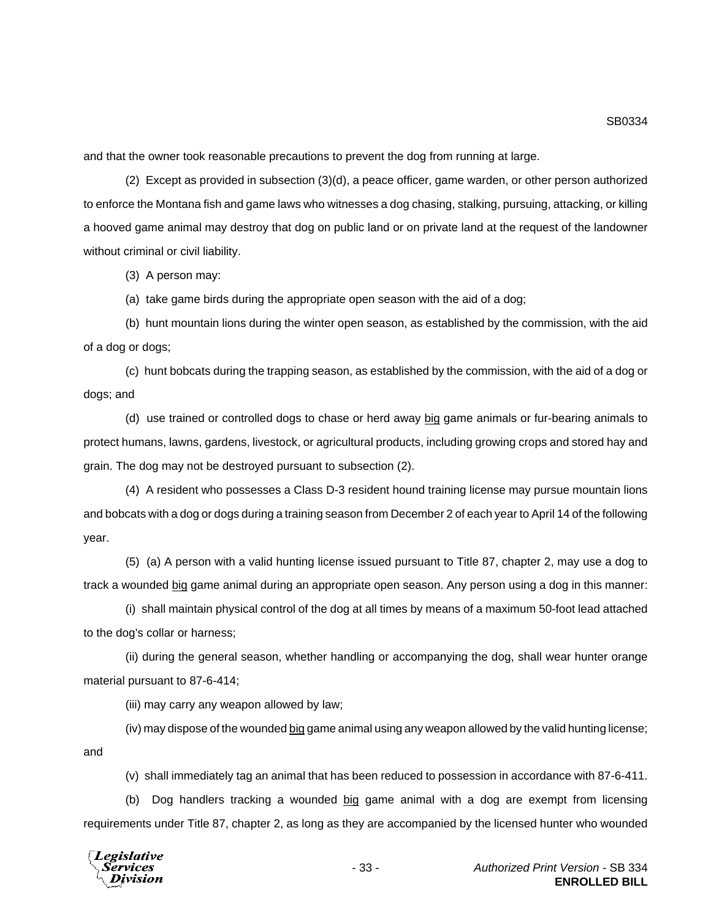and that the owner took reasonable precautions to prevent the dog from running at large.

(2) Except as provided in subsection (3)(d), a peace officer, game warden, or other person authorized to enforce the Montana fish and game laws who witnesses a dog chasing, stalking, pursuing, attacking, or killing a hooved game animal may destroy that dog on public land or on private land at the request of the landowner without criminal or civil liability.

(3) A person may:

(a) take game birds during the appropriate open season with the aid of a dog;

(b) hunt mountain lions during the winter open season, as established by the commission, with the aid of a dog or dogs;

(c) hunt bobcats during the trapping season, as established by the commission, with the aid of a dog or dogs; and

(d) use trained or controlled dogs to chase or herd away <u>big</u> game animals or fur-bearing animals to protect humans, lawns, gardens, livestock, or agricultural products, including growing crops and stored hay and grain. The dog may not be destroyed pursuant to subsection (2).

(4) A resident who possesses a Class D-3 resident hound training license may pursue mountain lions and bobcats with a dog or dogs during a training season from December 2 of each year to April 14 of the following year.

(5) (a) A person with a valid hunting license issued pursuant to Title 87, chapter 2, may use a dog to track a wounded <u>big</u> game animal during an appropriate open season. Any person using a dog in this manner:

(i) shall maintain physical control of the dog at all times by means of a maximum 50-foot lead attached to the dog's collar or harness;

(ii) during the general season, whether handling or accompanying the dog, shall wear hunter orange material pursuant to 87-6-414;

(iii) may carry any weapon allowed by law;

(iv) may dispose of the wounded <u>big</u> game animal using any weapon allowed by the valid hunting license; and

(v) shall immediately tag an animal that has been reduced to possession in accordance with 87-6-411.

(b) Dog handlers tracking a wounded <u>big</u> game animal with a dog are exempt from licensing requirements under Title 87, chapter 2, as long as they are accompanied by the licensed hunter who wounded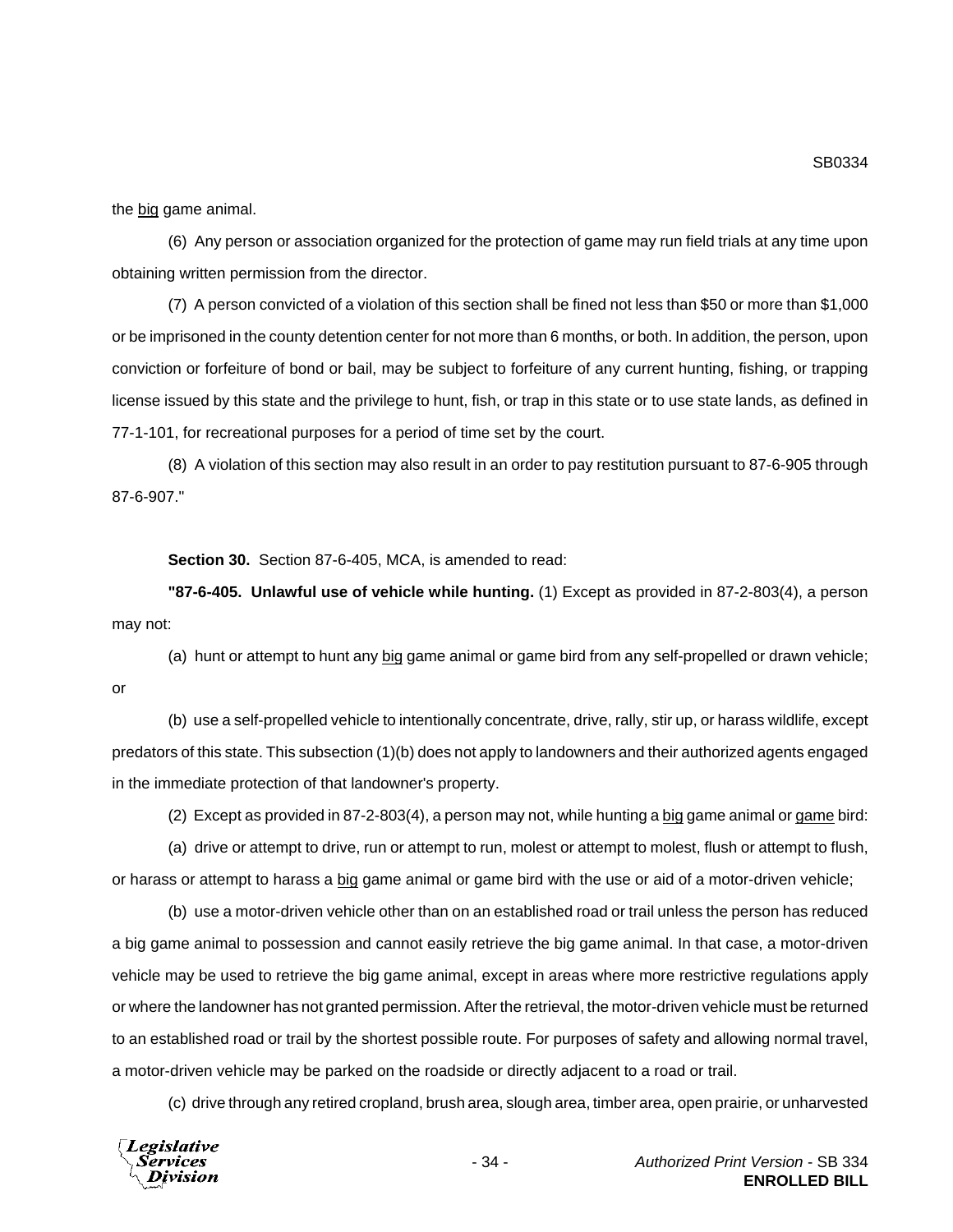the <u>big</u> game animal.

(6) Any person or association organized for the protection of game may run field trials at any time upon obtaining written permission from the director.

(7) A person convicted of a violation of this section shall be fined not less than $50 or more than $1,000 or be imprisoned in the county detention center for not more than 6 months, or both. In addition, the person, upon conviction or forfeiture of bond or bail, may be subject to forfeiture of any current hunting, fishing, or trapping license issued by this state and the privilege to hunt, fish, or trap in this state or to use state lands, as defined in 77-1-101, for recreational purposes for a period of time set by the court.

(8) A violation of this section may also result in an order to pay restitution pursuant to 87-6-905 through 87-6-907."

**Section 30.** Section 87-6-405, MCA, is amended to read:

**"87-6-405. Unlawful use of vehicle while hunting.** (1) Except as provided in 87-2-803(4), a person may not:

(a) hunt or attempt to hunt any <u>big</u> game animal or game bird from any self-propelled or drawn vehicle; or

(b) use a self-propelled vehicle to intentionally concentrate, drive, rally, stir up, or harass wildlife, except predators of this state. This subsection (1)(b) does not apply to landowners and their authorized agents engaged in the immediate protection of that landowner's property.

(2) Except as provided in 87-2-803(4), a person may not, while hunting a <u>big</u> game animal or <u>game</u> bird:

(a) drive or attempt to drive, run or attempt to run, molest or attempt to molest, flush or attempt to flush, or harass or attempt to harass a <u>big</u> game animal or game bird with the use or aid of a motor-driven vehicle;

(b) use a motor-driven vehicle other than on an established road or trail unless the person has reduced a big game animal to possession and cannot easily retrieve the big game animal. In that case, a motor-driven vehicle may be used to retrieve the big game animal, except in areas where more restrictive regulations apply or where the landowner has not granted permission. After the retrieval, the motor-driven vehicle must be returned to an established road or trail by the shortest possible route. For purposes of safety and allowing normal travel, a motor-driven vehicle may be parked on the roadside or directly adjacent to a road or trail.

(c) drive through any retired cropland, brush area, slough area, timber area, open prairie, or unharvested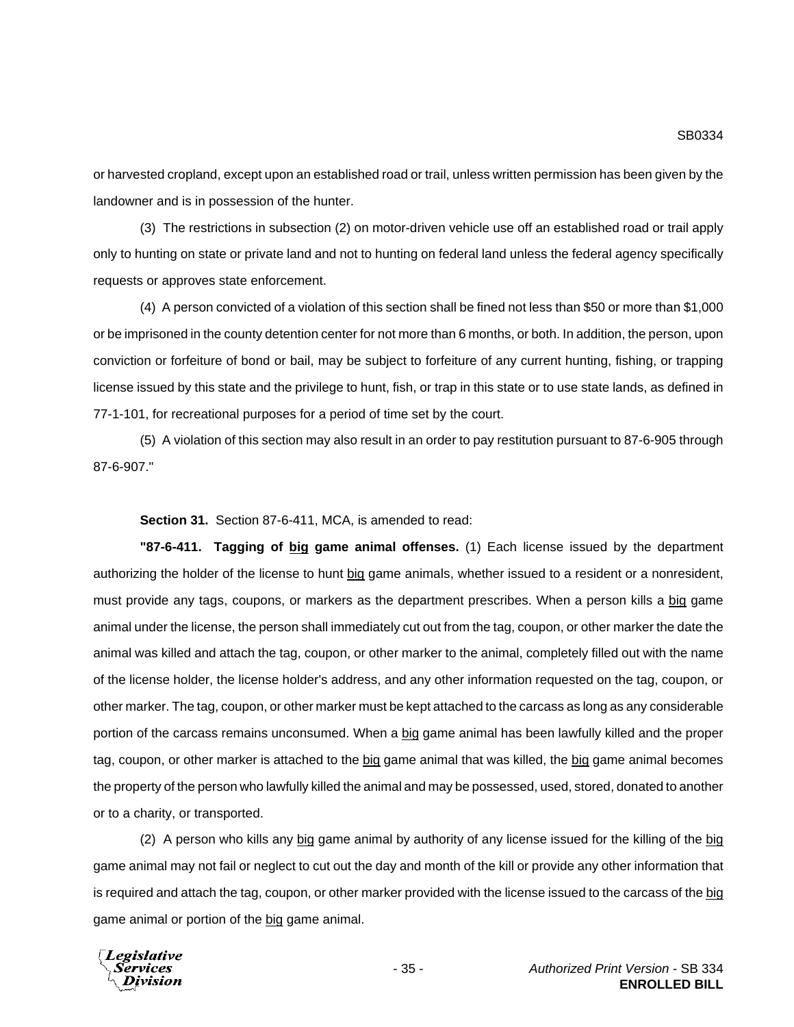or harvested cropland, except upon an established road or trail, unless written permission has been given by the landowner and is in possession of the hunter.

(3) The restrictions in subsection (2) on motor-driven vehicle use off an established road or trail apply only to hunting on state or private land and not to hunting on federal land unless the federal agency specifically requests or approves state enforcement.

(4) A person convicted of a violation of this section shall be fined not less than $50 or more than $1,000 or be imprisoned in the county detention center for not more than 6 months, or both. In addition, the person, upon conviction or forfeiture of bond or bail, may be subject to forfeiture of any current hunting, fishing, or trapping license issued by this state and the privilege to hunt, fish, or trap in this state or to use state lands, as defined in 77-1-101, for recreational purposes for a period of time set by the court.

(5) A violation of this section may also result in an order to pay restitution pursuant to 87-6-905 through 87-6-907."

**Section 31.** Section 87-6-411, MCA, is amended to read:

**"87-6-411. Tagging of <u>big</u> game animal offenses.** (1) Each license issued by the department authorizing the holder of the license to hunt <u>big</u> game animals, whether issued to a resident or a nonresident, must provide any tags, coupons, or markers as the department prescribes. When a person kills a <u>big</u> game animal under the license, the person shall immediately cut out from the tag, coupon, or other marker the date the animal was killed and attach the tag, coupon, or other marker to the animal, completely filled out with the name of the license holder, the license holder's address, and any other information requested on the tag, coupon, or other marker. The tag, coupon, or other marker must be kept attached to the carcass as long as any considerable portion of the carcass remains unconsumed. When a <u>big</u> game animal has been lawfully killed and the proper tag, coupon, or other marker is attached to the <u>big</u> game animal that was killed, the <u>big</u> game animal becomes the property of the person who lawfully killed the animal and may be possessed, used, stored, donated to another or to a charity, or transported.

(2) A person who kills any <u>big</u> game animal by authority of any license issued for the killing of the <u>big</u> game animal may not fail or neglect to cut out the day and month of the kill or provide any other information that is required and attach the tag, coupon, or other marker provided with the license issued to the carcass of the <u>big</u> game animal or portion of the <u>big</u> game animal.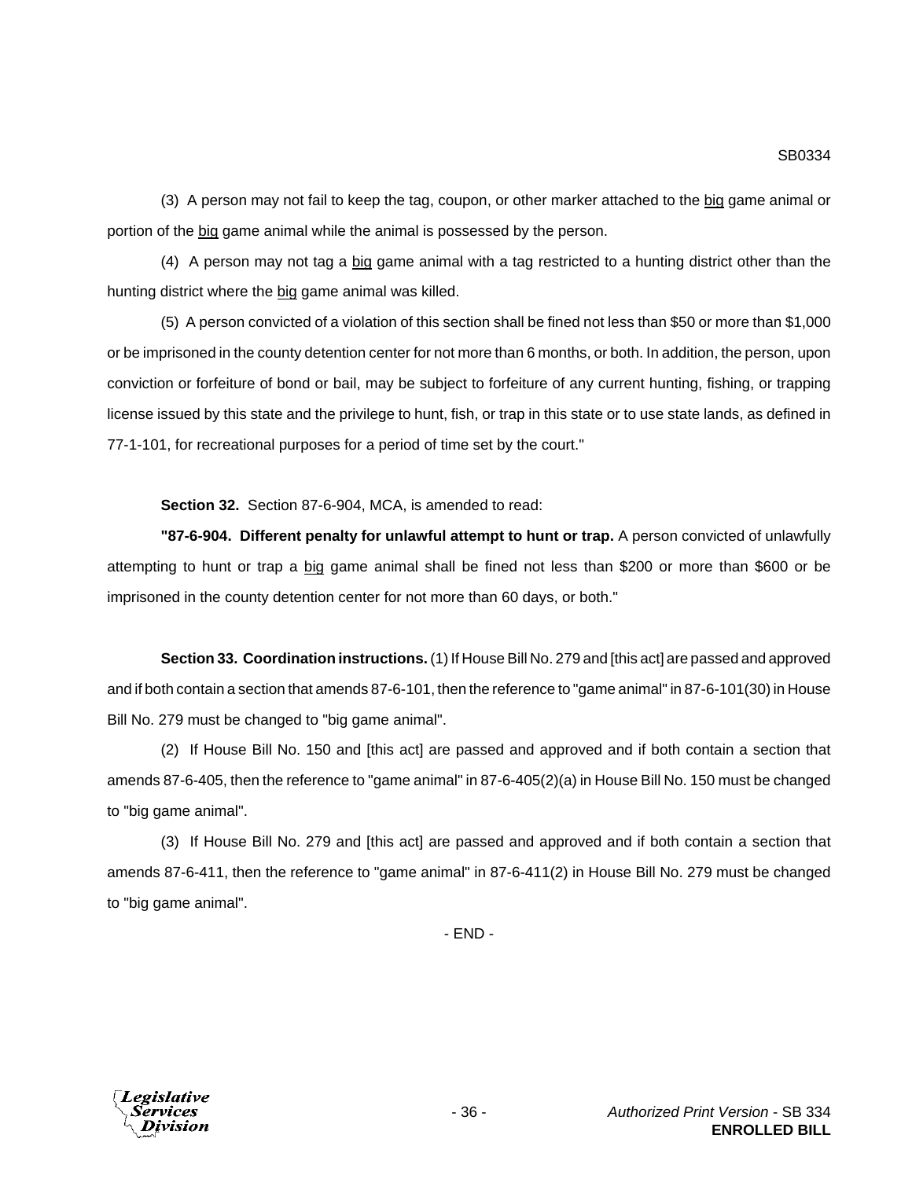(3) A person may not fail to keep the tag, coupon, or other marker attached to the <u>big</u> game animal or portion of the <u>big</u> game animal while the animal is possessed by the person.

(4) A person may not tag a <u>big</u> game animal with a tag restricted to a hunting district other than the hunting district where the <u>big</u> game animal was killed.

(5) A person convicted of a violation of this section shall be fined not less than $50 or more than $1,000 or be imprisoned in the county detention center for not more than 6 months, or both. In addition, the person, upon conviction or forfeiture of bond or bail, may be subject to forfeiture of any current hunting, fishing, or trapping license issued by this state and the privilege to hunt, fish, or trap in this state or to use state lands, as defined in 77-1-101, for recreational purposes for a period of time set by the court."

**Section 32.** Section 87-6-904, MCA, is amended to read:

**"87-6-904. Different penalty for unlawful attempt to hunt or trap.** A person convicted of unlawfully attempting to hunt or trap a <u>big</u> game animal shall be fined not less than $200 or more than $600 or be imprisoned in the county detention center for not more than 60 days, or both."

**Section 33. Coordination instructions.** (1) If House Bill No. 279 and [this act] are passed and approved and if both contain a section that amends 87-6-101, then the reference to "game animal" in 87-6-101(30) in House Bill No. 279 must be changed to "big game animal".

(2) If House Bill No. 150 and [this act] are passed and approved and if both contain a section that amends 87-6-405, then the reference to "game animal" in 87-6-405(2)(a) in House Bill No. 150 must be changed to "big game animal".

(3) If House Bill No. 279 and [this act] are passed and approved and if both contain a section that amends 87-6-411, then the reference to "game animal" in 87-6-411(2) in House Bill No. 279 must be changed to "big game animal".

- END -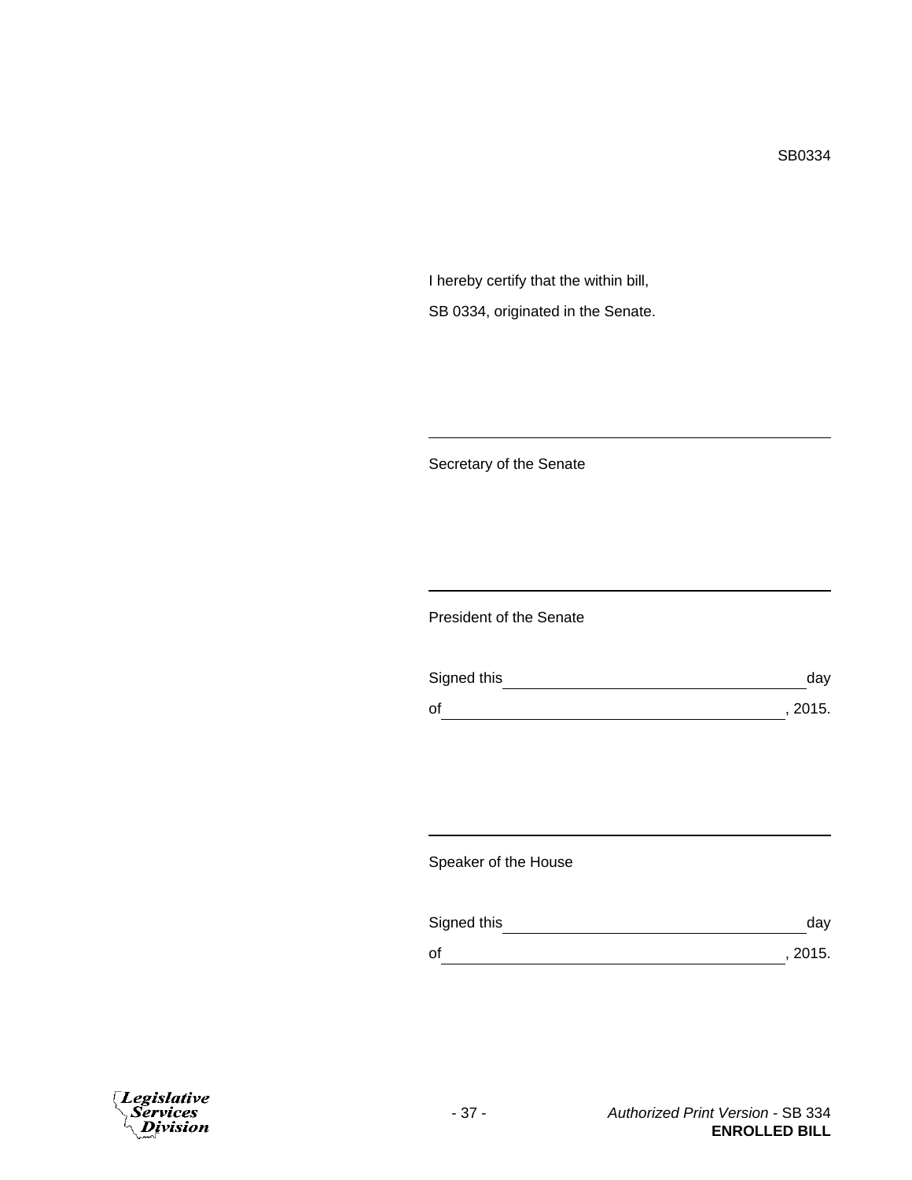SB0334

I hereby certify that the within bill,

SB 0334, originated in the Senate.

\_\_\_\_\_\_\_\_\_\_\_\_\_\_\_\_\_\_\_\_\_\_\_\_\_\_\_\_\_\_\_\_\_\_\_\_\_\_\_\_

Secretary of the Senate

\_\_\_\_\_\_\_\_\_\_\_\_\_\_\_\_\_\_\_\_\_\_\_\_\_\_\_\_\_\_\_\_\_\_\_\_\_\_\_\_

President of the Senate

Signed this \_\_\_\_\_\_\_\_\_\_\_\_\_\_\_\_\_\_\_\_\_\_\_\_\_\_\_\_\_\_ day

of \_\_\_\_\_\_\_\_\_\_\_\_\_\_\_\_\_\_\_\_\_\_\_\_\_\_\_\_\_\_\_\_\_\_\_, 2015.

\_\_\_\_\_\_\_\_\_\_\_\_\_\_\_\_\_\_\_\_\_\_\_\_\_\_\_\_\_\_\_\_\_\_\_\_\_\_\_\_

Speaker of the House

Signed this \_\_\_\_\_\_\_\_\_\_\_\_\_\_\_\_\_\_\_\_\_\_\_\_\_\_\_\_\_\_ day

of \_\_\_\_\_\_\_\_\_\_\_\_\_\_\_\_\_\_\_\_\_\_\_\_\_\_\_\_\_\_\_\_\_\_\_, 2015.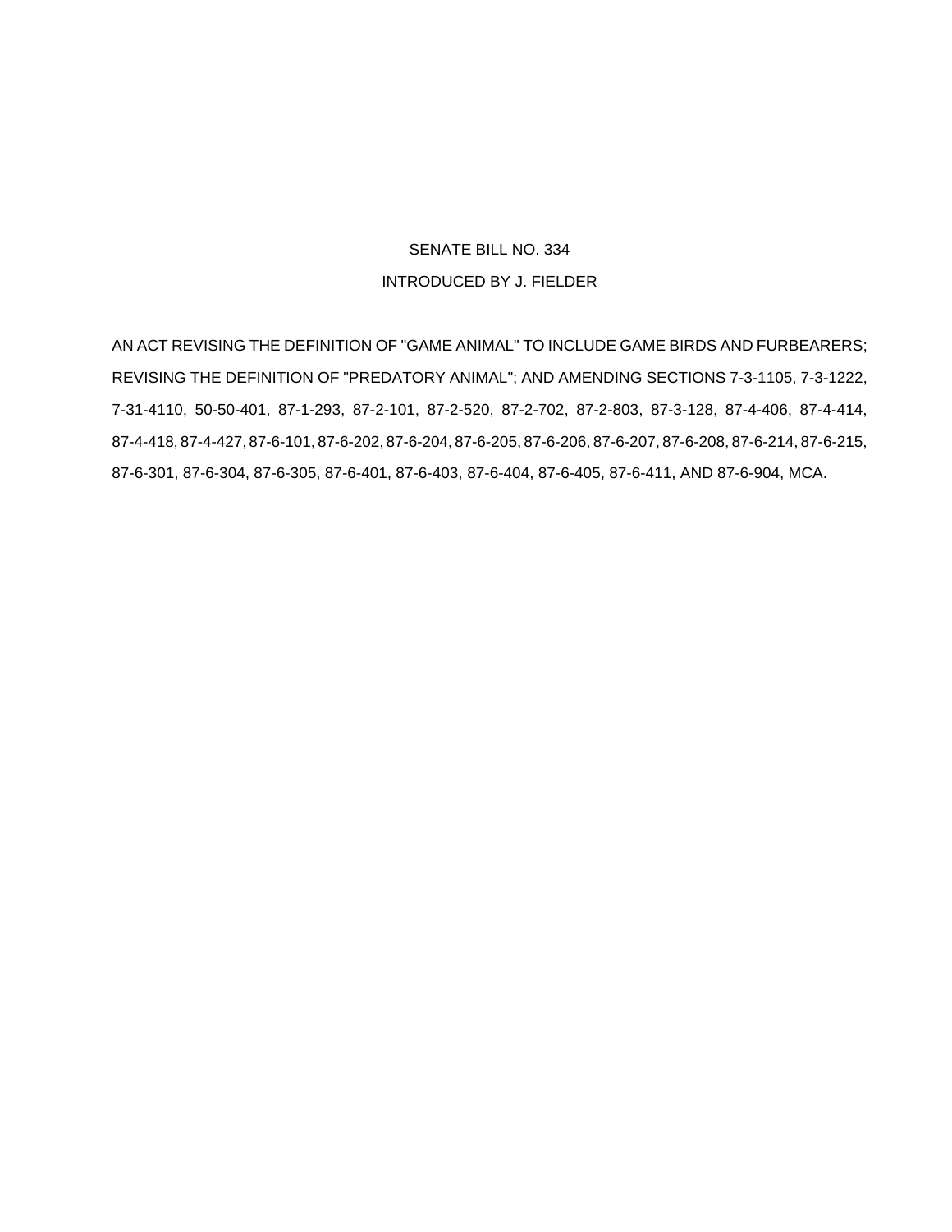SENATE BILL NO. 334

INTRODUCED BY J. FIELDER

AN ACT REVISING THE DEFINITION OF "GAME ANIMAL" TO INCLUDE GAME BIRDS AND FURBEARERS; REVISING THE DEFINITION OF "PREDATORY ANIMAL"; AND AMENDING SECTIONS 7-3-1105, 7-3-1222, 7-31-4110, 50-50-401, 87-1-293, 87-2-101, 87-2-520, 87-2-702, 87-2-803, 87-3-128, 87-4-406, 87-4-414, 87-4-418, 87-4-427, 87-6-101, 87-6-202, 87-6-204, 87-6-205, 87-6-206, 87-6-207, 87-6-208, 87-6-214, 87-6-215, 87-6-301, 87-6-304, 87-6-305, 87-6-401, 87-6-403, 87-6-404, 87-6-405, 87-6-411, AND 87-6-904, MCA.